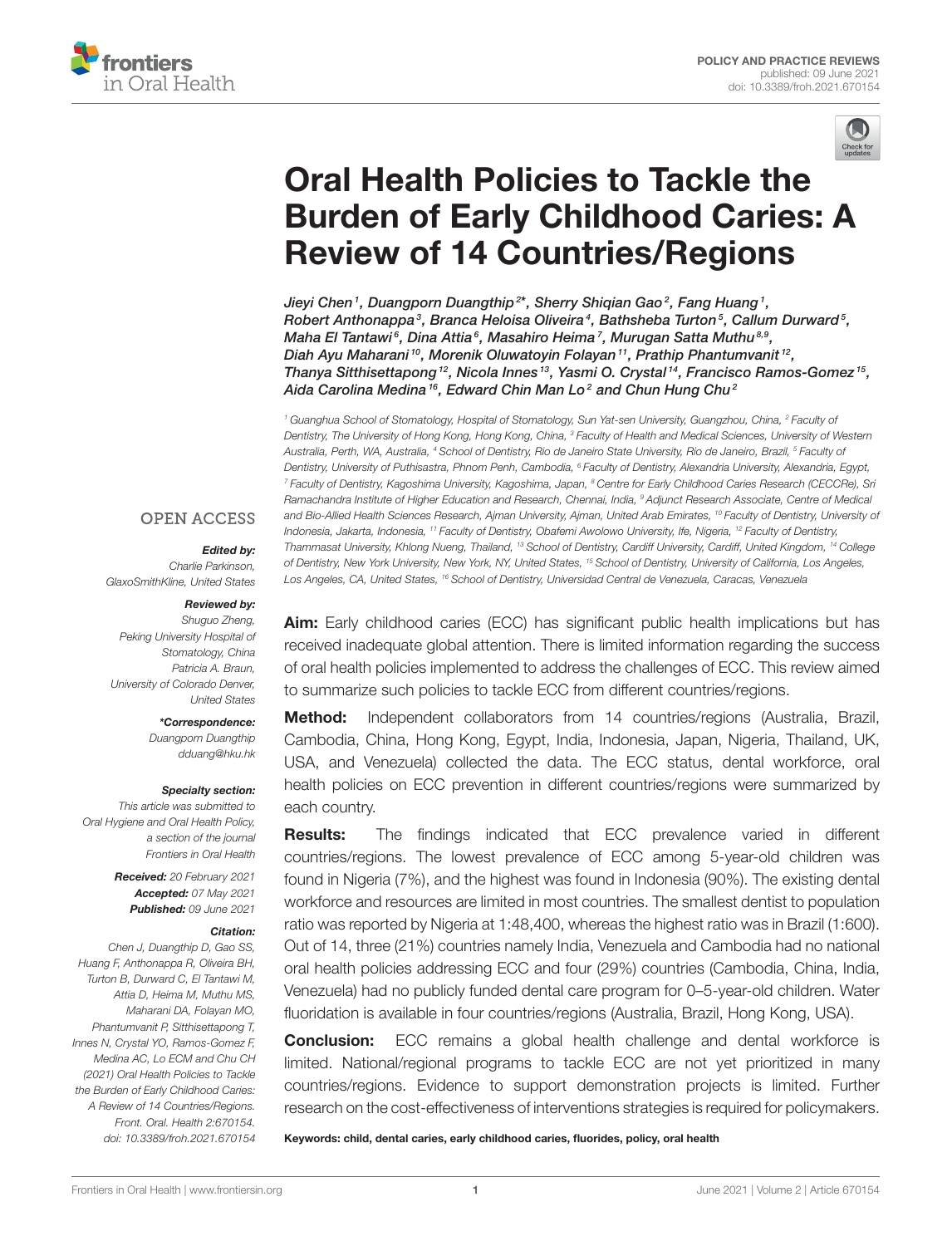POLICY AND PRACTICE REVIEWS
published: 09 June 2021
doi: 10.3389/froh.2021.670154

# Oral Health Policies to Tackle the Burden of Early Childhood Caries: A Review of 14 Countries/Regions

*Jieyi Chen[1], Duangporn Duangthip[2]*, Sherry Shiqian Gao[2], Fang Huang[1], Robert Anthonappa[3], Branca Heloisa Oliveira[4], Bathsheba Turton[5], Callum Durward[5], Maha El Tantawi[6], Dina Attia[6], Masahiro Heima[7], Murugan Satta Muthu[8,9], Diah Ayu Maharani[10], Morenik Oluwatoyin Folayan[11], Prathip Phantumvanit[12], Thanya Sitthisettapong[12], Nicola Innes[13], Yasmi O. Crystal[14], Francisco Ramos-Gomez[15], Aida Carolina Medina[16], Edward Chin Man Lo[2] and Chun Hung Chu[2]*

[1] Guanghua School of Stomatology, Hospital of Stomatology, Sun Yat-sen University, Guangzhou, China, [2] Faculty of Dentistry, The University of Hong Kong, Hong Kong, China, [3] Faculty of Health and Medical Sciences, University of Western Australia, Perth, WA, Australia, [4] School of Dentistry, Rio de Janeiro State University, Rio de Janeiro, Brazil, [5] Faculty of Dentistry, University of Puthisastra, Phnom Penh, Cambodia, [6] Faculty of Dentistry, Alexandria University, Alexandria, Egypt, [7] Faculty of Dentistry, Kagoshima University, Kagoshima, Japan, [8] Centre for Early Childhood Caries Research (CECCRe), Sri Ramachandra Institute of Higher Education and Research, Chennai, India, [9] Adjunct Research Associate, Centre of Medical and Bio-Allied Health Sciences Research, Ajman University, Ajman, United Arab Emirates, [10] Faculty of Dentistry, University of Indonesia, Jakarta, Indonesia, [11] Faculty of Dentistry, Obafemi Awolowo University, Ife, Nigeria, [12] Faculty of Dentistry, Thammasat University, Khlong Nueng, Thailand, [13] School of Dentistry, Cardiff University, Cardiff, United Kingdom, [14] College of Dentistry, New York University, New York, NY, United States, [15] School of Dentistry, University of California, Los Angeles, Los Angeles, CA, United States, [16] School of Dentistry, Universidad Central de Venezuela, Caracas, Venezuela

OPEN ACCESS

**Edited by:**
*Charlie Parkinson, GlaxoSmithKline, United States*

**Reviewed by:**
*Shuguo Zheng, Peking University Hospital of Stomatology, China*
*Patricia A. Braun, University of Colorado Denver, United States*

***Correspondence:**
*Duangporn Duangthip*
*dduang@hku.hk*

**Specialty section:**
*This article was submitted to Oral Hygiene and Oral Health Policy, a section of the journal Frontiers in Oral Health*

**Received:** *20 February 2021*
**Accepted:** *07 May 2021*
**Published:** *09 June 2021*

**Citation:**
*Chen J, Duangthip D, Gao SS, Huang F, Anthonappa R, Oliveira BH, Turton B, Durward C, El Tantawi M, Attia D, Heima M, Muthu MS, Maharani DA, Folayan MO, Phantumvanit P, Sitthisettapong T, Innes N, Crystal YO, Ramos-Gomez F, Medina AC, Lo ECM and Chu CH (2021) Oral Health Policies to Tackle the Burden of Early Childhood Caries: A Review of 14 Countries/Regions. Front. Oral. Health 2:670154. doi: 10.3389/froh.2021.670154*

**Aim:** Early childhood caries (ECC) has significant public health implications but has received inadequate global attention. There is limited information regarding the success of oral health policies implemented to address the challenges of ECC. This review aimed to summarize such policies to tackle ECC from different countries/regions.

**Method:** Independent collaborators from 14 countries/regions (Australia, Brazil, Cambodia, China, Hong Kong, Egypt, India, Indonesia, Japan, Nigeria, Thailand, UK, USA, and Venezuela) collected the data. The ECC status, dental workforce, oral health policies on ECC prevention in different countries/regions were summarized by each country.

**Results:** The findings indicated that ECC prevalence varied in different countries/regions. The lowest prevalence of ECC among 5-year-old children was found in Nigeria (7%), and the highest was found in Indonesia (90%). The existing dental workforce and resources are limited in most countries. The smallest dentist to population ratio was reported by Nigeria at 1:48,400, whereas the highest ratio was in Brazil (1:600). Out of 14, three (21%) countries namely India, Venezuela and Cambodia had no national oral health policies addressing ECC and four (29%) countries (Cambodia, China, India, Venezuela) had no publicly funded dental care program for 0–5-year-old children. Water fluoridation is available in four countries/regions (Australia, Brazil, Hong Kong, USA).

**Conclusion:** ECC remains a global health challenge and dental workforce is limited. National/regional programs to tackle ECC are not yet prioritized in many countries/regions. Evidence to support demonstration projects is limited. Further research on the cost-effectiveness of interventions strategies is required for policymakers.

**Keywords: child, dental caries, early childhood caries, fluorides, policy, oral health**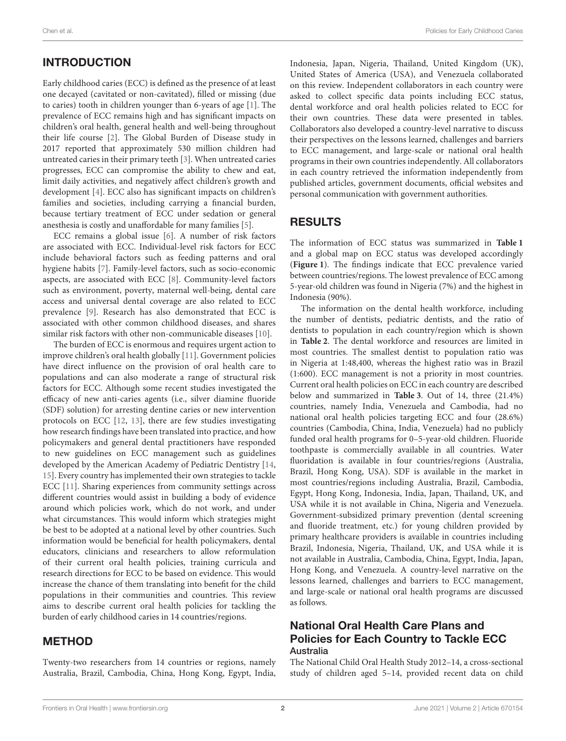## INTRODUCTION

Early childhood caries (ECC) is defined as the presence of at least one decayed (cavitated or non-cavitated), filled or missing (due to caries) tooth in children younger than 6-years of age [1]. The prevalence of ECC remains high and has significant impacts on children's oral health, general health and well-being throughout their life course [2]. The Global Burden of Disease study in 2017 reported that approximately 530 million children had untreated caries in their primary teeth [3]. When untreated caries progresses, ECC can compromise the ability to chew and eat, limit daily activities, and negatively affect children's growth and development [4]. ECC also has significant impacts on children's families and societies, including carrying a financial burden, because tertiary treatment of ECC under sedation or general anesthesia is costly and unaffordable for many families [5].

ECC remains a global issue [6]. A number of risk factors are associated with ECC. Individual-level risk factors for ECC include behavioral factors such as feeding patterns and oral hygiene habits [7]. Family-level factors, such as socio-economic aspects, are associated with ECC [8]. Community-level factors such as environment, poverty, maternal well-being, dental care access and universal dental coverage are also related to ECC prevalence [9]. Research has also demonstrated that ECC is associated with other common childhood diseases, and shares similar risk factors with other non-communicable diseases [10].

The burden of ECC is enormous and requires urgent action to improve children's oral health globally [11]. Government policies have direct influence on the provision of oral health care to populations and can also moderate a range of structural risk factors for ECC. Although some recent studies investigated the efficacy of new anti-caries agents (i.e., silver diamine fluoride (SDF) solution) for arresting dentine caries or new intervention protocols on ECC [12, 13], there are few studies investigating how research findings have been translated into practice, and how policymakers and general dental practitioners have responded to new guidelines on ECC management such as guidelines developed by the American Academy of Pediatric Dentistry [14, 15]. Every country has implemented their own strategies to tackle ECC [11]. Sharing experiences from community settings across different countries would assist in building a body of evidence around which policies work, which do not work, and under what circumstances. This would inform which strategies might be best to be adopted at a national level by other countries. Such information would be beneficial for health policymakers, dental educators, clinicians and researchers to allow reformulation of their current oral health policies, training curricula and research directions for ECC to be based on evidence. This would increase the chance of them translating into benefit for the child populations in their communities and countries. This review aims to describe current oral health policies for tackling the burden of early childhood caries in 14 countries/regions.

## METHOD

Twenty-two researchers from 14 countries or regions, namely Australia, Brazil, Cambodia, China, Hong Kong, Egypt, India, Indonesia, Japan, Nigeria, Thailand, United Kingdom (UK), United States of America (USA), and Venezuela collaborated on this review. Independent collaborators in each country were asked to collect specific data points including ECC status, dental workforce and oral health policies related to ECC for their own countries. These data were presented in tables. Collaborators also developed a country-level narrative to discuss their perspectives on the lessons learned, challenges and barriers to ECC management, and large-scale or national oral health programs in their own countries independently. All collaborators in each country retrieved the information independently from published articles, government documents, official websites and personal communication with government authorities.

## RESULTS

The information of ECC status was summarized in **Table 1** and a global map on ECC status was developed accordingly (**Figure 1**). The findings indicate that ECC prevalence varied between countries/regions. The lowest prevalence of ECC among 5-year-old children was found in Nigeria (7%) and the highest in Indonesia (90%).

The information on the dental health workforce, including the number of dentists, pediatric dentists, and the ratio of dentists to population in each country/region which is shown in **Table 2**. The dental workforce and resources are limited in most countries. The smallest dentist to population ratio was in Nigeria at 1:48,400, whereas the highest ratio was in Brazil (1:600). ECC management is not a priority in most countries. Current oral health policies on ECC in each country are described below and summarized in **Table 3**. Out of 14, three (21.4%) countries, namely India, Venezuela and Cambodia, had no national oral health policies targeting ECC and four (28.6%) countries (Cambodia, China, India, Venezuela) had no publicly funded oral health programs for 0–5-year-old children. Fluoride toothpaste is commercially available in all countries. Water fluoridation is available in four countries/regions (Australia, Brazil, Hong Kong, USA). SDF is available in the market in most countries/regions including Australia, Brazil, Cambodia, Egypt, Hong Kong, Indonesia, India, Japan, Thailand, UK, and USA while it is not available in China, Nigeria and Venezuela. Government-subsidized primary prevention (dental screening and fluoride treatment, etc.) for young children provided by primary healthcare providers is available in countries including Brazil, Indonesia, Nigeria, Thailand, UK, and USA while it is not available in Australia, Cambodia, China, Egypt, India, Japan, Hong Kong, and Venezuela. A country-level narrative on the lessons learned, challenges and barriers to ECC management, and large-scale or national oral health programs are discussed as follows.

### National Oral Health Care Plans and Policies for Each Country to Tackle ECC

#### Australia

The National Child Oral Health Study 2012–14, a cross-sectional study of children aged 5–14, provided recent data on child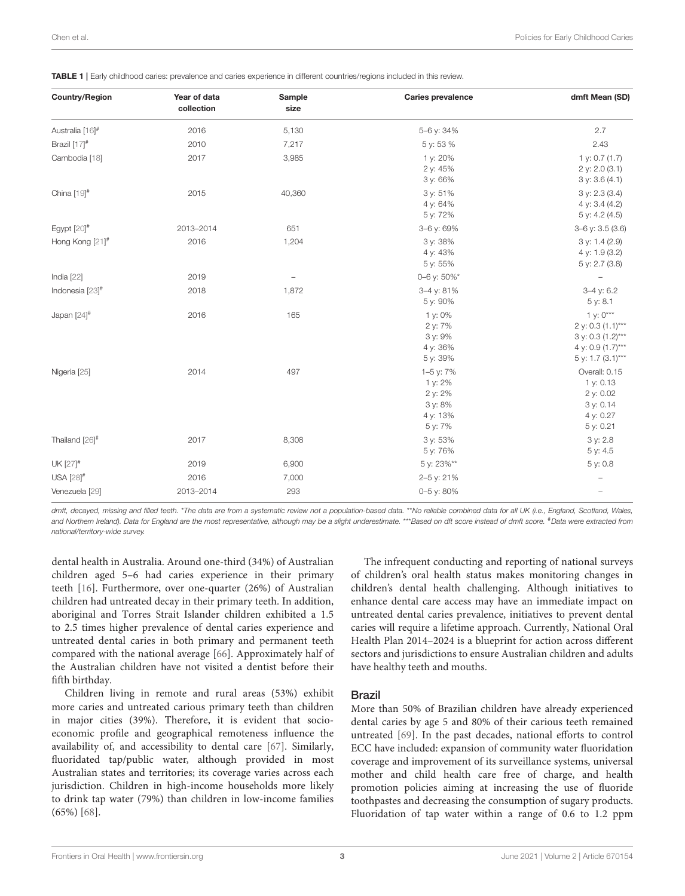**TABLE 1 |** Early childhood caries: prevalence and caries experience in different countries/regions included in this review.

| Country/Region | Year of data collection | Sample size | Caries prevalence | dmft Mean (SD) |
|---|---|---|---|---|
| Australia [16][#] | 2016 | 5,130 | 5–6 y: 34% | 2.7 |
| Brazil [17][#] | 2010 | 7,217 | 5 y: 53 % | 2.43 |
| Cambodia [18] | 2017 | 3,985 | 1 y: 20%<br>2 y: 45%<br>3 y: 66% | 1 y: 0.7 (1.7)<br>2 y: 2.0 (3.1)<br>3 y: 3.6 (4.1) |
| China [19][#] | 2015 | 40,360 | 3 y: 51%<br>4 y: 64%<br>5 y: 72% | 3 y: 2.3 (3.4)<br>4 y: 3.4 (4.2)<br>5 y: 4.2 (4.5) |
| Egypt [20][#] | 2013–2014 | 651 | 3–6 y: 69% | 3–6 y: 3.5 (3.6) |
| Hong Kong [21][#] | 2016 | 1,204 | 3 y: 38%<br>4 y: 43%<br>5 y: 55% | 3 y: 1.4 (2.9)<br>4 y: 1.9 (3.2)<br>5 y: 2.7 (3.8) |
| India [22] | 2019 | – | 0–6 y: 50%* | – |
| Indonesia [23][#] | 2018 | 1,872 | 3–4 y: 81%<br>5 y: 90% | 3–4 y: 6.2<br>5 y: 8.1 |
| Japan [24][#] | 2016 | 165 | 1 y: 0%<br>2 y: 7%<br>3 y: 9%<br>4 y: 36%<br>5 y: 39% | 1 y: 0***<br>2 y: 0.3 (1.1)***<br>3 y: 0.3 (1.2)***<br>4 y: 0.9 (1.7)***<br>5 y: 1.7 (3.1)*** |
| Nigeria [25] | 2014 | 497 | 1–5 y: 7%<br>1 y: 2%<br>2 y: 2%<br>3 y: 8%<br>4 y: 13%<br>5 y: 7% | Overall: 0.15<br>1 y: 0.13<br>2 y: 0.02<br>3 y: 0.14<br>4 y: 0.27<br>5 y: 0.21 |
| Thailand [26][#] | 2017 | 8,308 | 3 y: 53%<br>5 y: 76% | 3 y: 2.8<br>5 y: 4.5 |
| UK [27][#] | 2019 | 6,900 | 5 y: 23%** | 5 y: 0.8 |
| USA [28][#] | 2016 | 7,000 | 2–5 y: 21% | – |
| Venezuela [29] | 2013–2014 | 293 | 0–5 y: 80% | – |

*dmft, decayed, missing and filled teeth. *The data are from a systematic review not a population-based data. **No reliable combined data for all UK (i.e., England, Scotland, Wales, and Northern Ireland). Data for England are the most representative, although may be a slight underestimate. ***Based on dft score instead of dmft score. [#]Data were extracted from national/territory-wide survey.*

dental health in Australia. Around one-third (34%) of Australian children aged 5–6 had caries experience in their primary teeth [16]. Furthermore, over one-quarter (26%) of Australian children had untreated decay in their primary teeth. In addition, aboriginal and Torres Strait Islander children exhibited a 1.5 to 2.5 times higher prevalence of dental caries experience and untreated dental caries in both primary and permanent teeth compared with the national average [66]. Approximately half of the Australian children have not visited a dentist before their fifth birthday.

Children living in remote and rural areas (53%) exhibit more caries and untreated carious primary teeth than children in major cities (39%). Therefore, it is evident that socio-economic profile and geographical remoteness influence the availability of, and accessibility to dental care [67]. Similarly, fluoridated tap/public water, although provided in most Australian states and territories; its coverage varies across each jurisdiction. Children in high-income households more likely to drink tap water (79%) than children in low-income families (65%) [68].

The infrequent conducting and reporting of national surveys of children's oral health status makes monitoring changes in children's dental health challenging. Although initiatives to enhance dental care access may have an immediate impact on untreated dental caries prevalence, initiatives to prevent dental caries will require a lifetime approach. Currently, National Oral Health Plan 2014–2024 is a blueprint for action across different sectors and jurisdictions to ensure Australian children and adults have healthy teeth and mouths.

### Brazil

More than 50% of Brazilian children have already experienced dental caries by age 5 and 80% of their carious teeth remained untreated [69]. In the past decades, national efforts to control ECC have included: expansion of community water fluoridation coverage and improvement of its surveillance systems, universal mother and child health care free of charge, and health promotion policies aiming at increasing the use of fluoride toothpastes and decreasing the consumption of sugary products. Fluoridation of tap water within a range of 0.6 to 1.2 ppm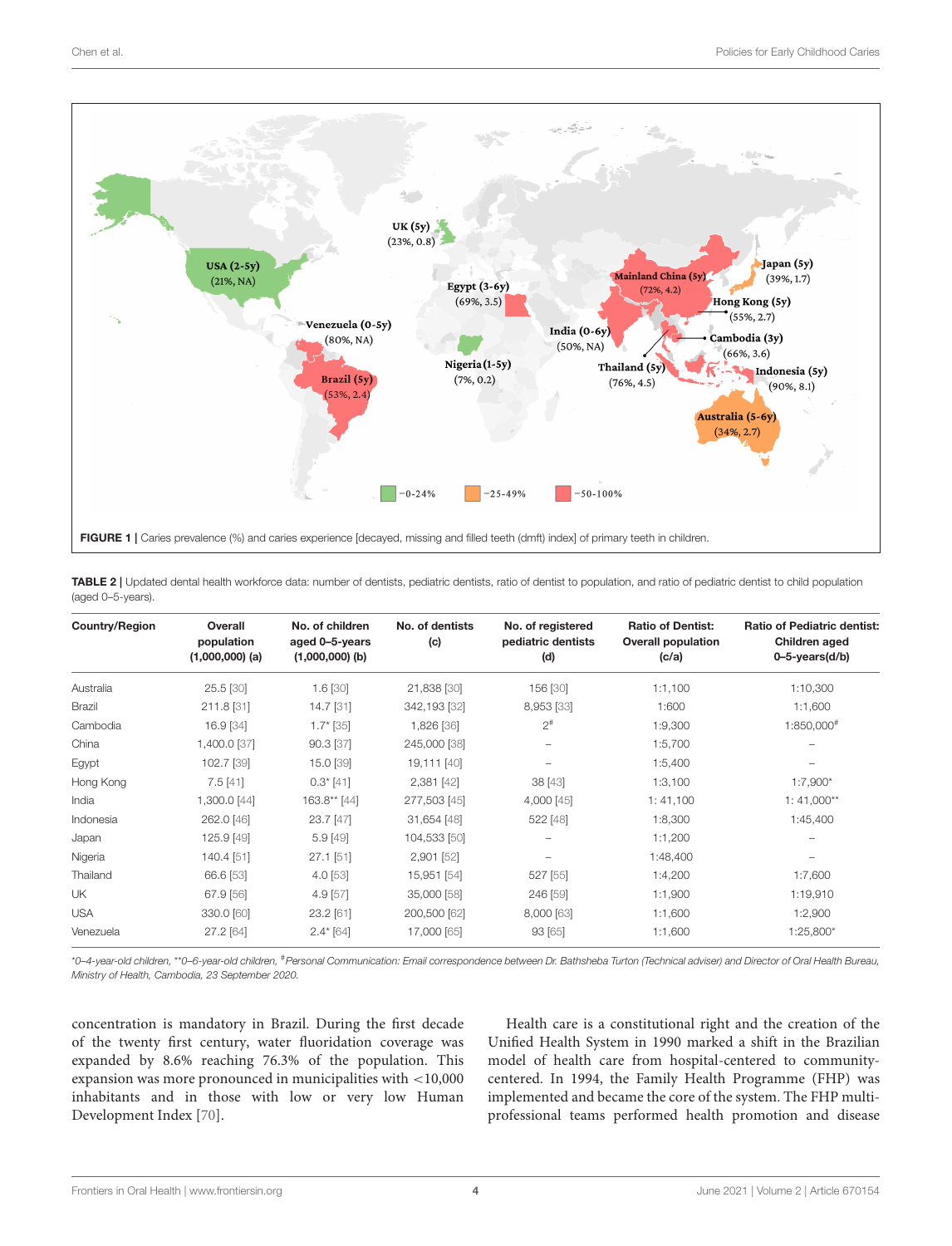FIGURE 1 | Caries prevalence (%) and caries experience [decayed, missing and filled teeth (dmft) index] of primary teeth in children.

TABLE 2 | Updated dental health workforce data: number of dentists, pediatric dentists, ratio of dentist to population, and ratio of pediatric dentist to child population (aged 0–5-years).

| Country/Region | Overall population (1,000,000) (a) | No. of children aged 0–5-years (1,000,000) (b) | No. of dentists (c) | No. of registered pediatric dentists (d) | Ratio of Dentist: Overall population (c/a) | Ratio of Pediatric dentist: Children aged 0–5-years(d/b) |
|---|---|---|---|---|---|---|
| Australia | 25.5 [30] | 1.6 [30] | 21,838 [30] | 156 [30] | 1:1,100 | 1:10,300 |
| Brazil | 211.8 [31] | 14.7 [31] | 342,193 [32] | 8,953 [33] | 1:600 | 1:1,600 |
| Cambodia | 16.9 [34] | 1.7* [35] | 1,826 [36] | 2# | 1:9,300 | 1:850,000# |
| China | 1,400.0 [37] | 90.3 [37] | 245,000 [38] | – | 1:5,700 | – |
| Egypt | 102.7 [39] | 15.0 [39] | 19,111 [40] | – | 1:5,400 | – |
| Hong Kong | 7.5 [41] | 0.3* [41] | 2,381 [42] | 38 [43] | 1:3,100 | 1:7,900* |
| India | 1,300.0 [44] | 163.8** [44] | 277,503 [45] | 4,000 [45] | 1: 41,100 | 1: 41,000** |
| Indonesia | 262.0 [46] | 23.7 [47] | 31,654 [48] | 522 [48] | 1:8,300 | 1:45,400 |
| Japan | 125.9 [49] | 5.9 [49] | 104,533 [50] | – | 1:1,200 | – |
| Nigeria | 140.4 [51] | 27.1 [51] | 2,901 [52] | – | 1:48,400 | – |
| Thailand | 66.6 [53] | 4.0 [53] | 15,951 [54] | 527 [55] | 1:4,200 | 1:7,600 |
| UK | 67.9 [56] | 4.9 [57] | 35,000 [58] | 246 [59] | 1:1,900 | 1:19,910 |
| USA | 330.0 [60] | 23.2 [61] | 200,500 [62] | 8,000 [63] | 1:1,600 | 1:2,900 |
| Venezuela | 27.2 [64] | 2.4* [64] | 17,000 [65] | 93 [65] | 1:1,600 | 1:25,800* |

*0–4-year-old children, **0–6-year-old children, #Personal Communication: Email correspondence between Dr. Bathsheba Turton (Technical adviser) and Director of Oral Health Bureau, Ministry of Health, Cambodia, 23 September 2020.

concentration is mandatory in Brazil. During the first decade of the twenty first century, water fluoridation coverage was expanded by 8.6% reaching 76.3% of the population. This expansion was more pronounced in municipalities with <10,000 inhabitants and in those with low or very low Human Development Index [70].

Health care is a constitutional right and the creation of the Unified Health System in 1990 marked a shift in the Brazilian model of health care from hospital-centered to community-centered. In 1994, the Family Health Programme (FHP) was implemented and became the core of the system. The FHP multi-professional teams performed health promotion and disease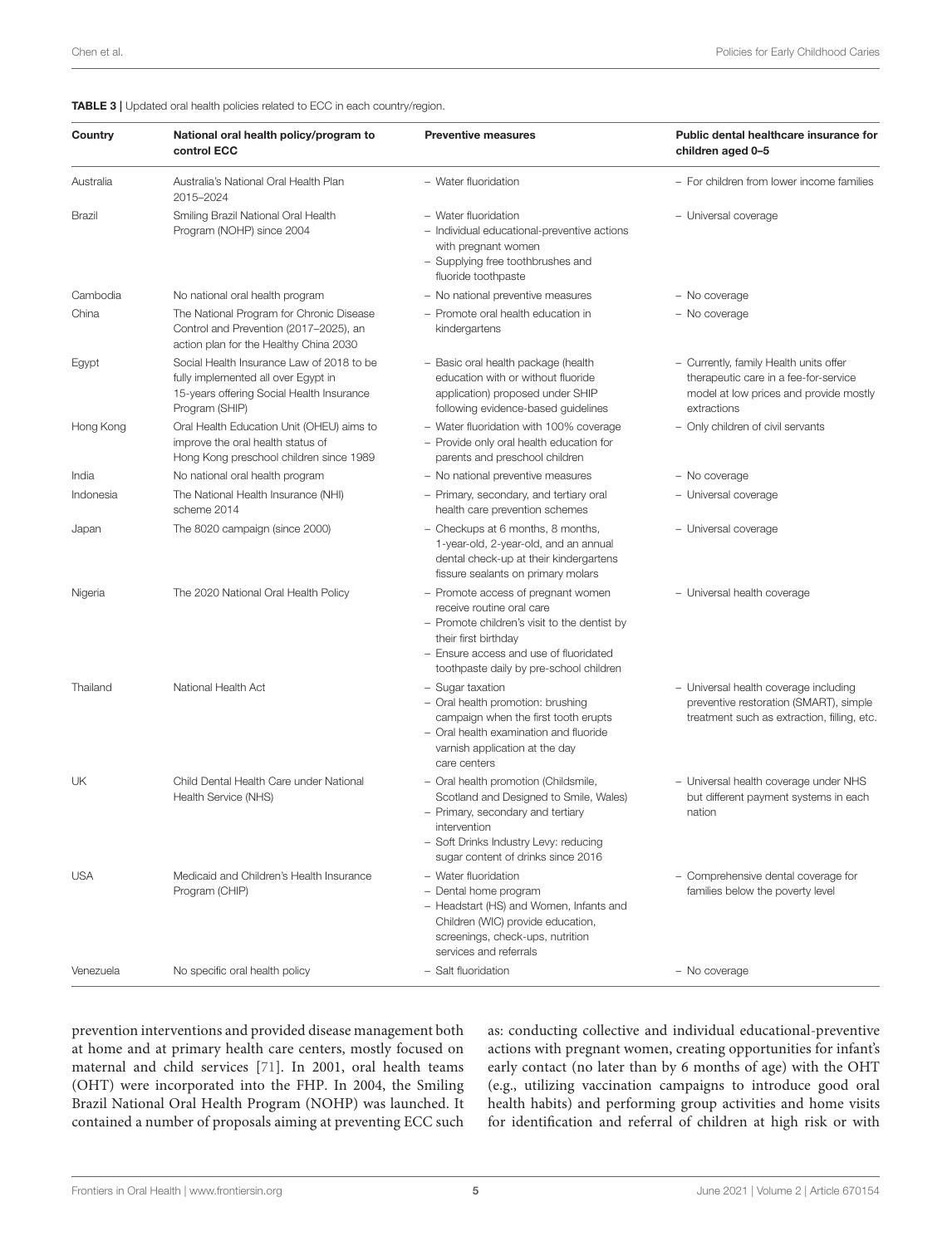**TABLE 3** | Updated oral health policies related to ECC in each country/region.

| Country | National oral health policy/program to control ECC | Preventive measures | Public dental healthcare insurance for children aged 0–5 |
|---|---|---|---|
| Australia | Australia's National Oral Health Plan 2015–2024 | – Water fluoridation | – For children from lower income families |
| Brazil | Smiling Brazil National Oral Health Program (NOHP) since 2004 | – Water fluoridation<br>– Individual educational-preventive actions with pregnant women<br>– Supplying free toothbrushes and fluoride toothpaste | – Universal coverage |
| Cambodia | No national oral health program | – No national preventive measures | – No coverage |
| China | The National Program for Chronic Disease Control and Prevention (2017–2025), an action plan for the Healthy China 2030 | – Promote oral health education in kindergartens | – No coverage |
| Egypt | Social Health Insurance Law of 2018 to be fully implemented all over Egypt in 15-years offering Social Health Insurance Program (SHIP) | – Basic oral health package (health education with or without fluoride application) proposed under SHIP following evidence-based guidelines | – Currently, family Health units offer therapeutic care in a fee-for-service model at low prices and provide mostly extractions |
| Hong Kong | Oral Health Education Unit (OHEU) aims to improve the oral health status of Hong Kong preschool children since 1989 | – Water fluoridation with 100% coverage<br>– Provide only oral health education for parents and preschool children | – Only children of civil servants |
| India | No national oral health program | – No national preventive measures | – No coverage |
| Indonesia | The National Health Insurance (NHI) scheme 2014 | – Primary, secondary, and tertiary oral health care prevention schemes | – Universal coverage |
| Japan | The 8020 campaign (since 2000) | – Checkups at 6 months, 8 months, 1-year-old, 2-year-old, and an annual dental check-up at their kindergartens fissure sealants on primary molars | – Universal coverage |
| Nigeria | The 2020 National Oral Health Policy | – Promote access of pregnant women receive routine oral care<br>– Promote children's visit to the dentist by their first birthday<br>– Ensure access and use of fluoridated toothpaste daily by pre-school children | – Universal health coverage |
| Thailand | National Health Act | – Sugar taxation<br>– Oral health promotion: brushing campaign when the first tooth erupts<br>– Oral health examination and fluoride varnish application at the day care centers | – Universal health coverage including preventive restoration (SMART), simple treatment such as extraction, filling, etc. |
| UK | Child Dental Health Care under National Health Service (NHS) | – Oral health promotion (Childsmile, Scotland and Designed to Smile, Wales)<br>– Primary, secondary and tertiary intervention<br>– Soft Drinks Industry Levy: reducing sugar content of drinks since 2016 | – Universal health coverage under NHS but different payment systems in each nation |
| USA | Medicaid and Children's Health Insurance Program (CHIP) | – Water fluoridation<br>– Dental home program<br>– Headstart (HS) and Women, Infants and Children (WIC) provide education, screenings, check-ups, nutrition services and referrals | – Comprehensive dental coverage for families below the poverty level |
| Venezuela | No specific oral health policy | – Salt fluoridation | – No coverage |

prevention interventions and provided disease management both at home and at primary health care centers, mostly focused on maternal and child services [71]. In 2001, oral health teams (OHT) were incorporated into the FHP. In 2004, the Smiling Brazil National Oral Health Program (NOHP) was launched. It contained a number of proposals aiming at preventing ECC such as: conducting collective and individual educational-preventive actions with pregnant women, creating opportunities for infant's early contact (no later than by 6 months of age) with the OHT (e.g., utilizing vaccination campaigns to introduce good oral health habits) and performing group activities and home visits for identification and referral of children at high risk or with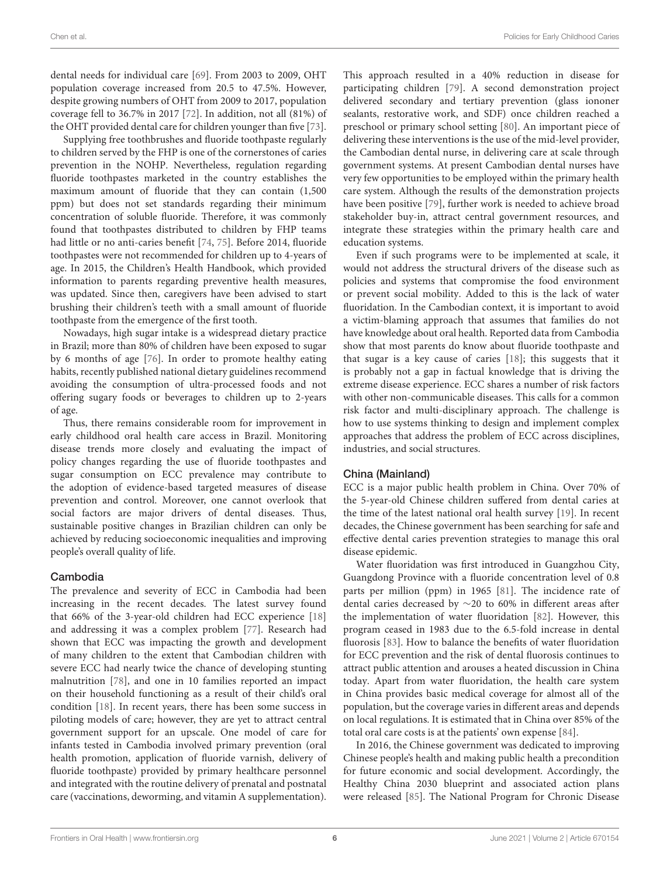dental needs for individual care [69]. From 2003 to 2009, OHT population coverage increased from 20.5 to 47.5%. However, despite growing numbers of OHT from 2009 to 2017, population coverage fell to 36.7% in 2017 [72]. In addition, not all (81%) of the OHT provided dental care for children younger than five [73].

Supplying free toothbrushes and fluoride toothpaste regularly to children served by the FHP is one of the cornerstones of caries prevention in the NOHP. Nevertheless, regulation regarding fluoride toothpastes marketed in the country establishes the maximum amount of fluoride that they can contain (1,500 ppm) but does not set standards regarding their minimum concentration of soluble fluoride. Therefore, it was commonly found that toothpastes distributed to children by FHP teams had little or no anti-caries benefit [74, 75]. Before 2014, fluoride toothpastes were not recommended for children up to 4-years of age. In 2015, the Children's Health Handbook, which provided information to parents regarding preventive health measures, was updated. Since then, caregivers have been advised to start brushing their children's teeth with a small amount of fluoride toothpaste from the emergence of the first tooth.

Nowadays, high sugar intake is a widespread dietary practice in Brazil; more than 80% of children have been exposed to sugar by 6 months of age [76]. In order to promote healthy eating habits, recently published national dietary guidelines recommend avoiding the consumption of ultra-processed foods and not offering sugary foods or beverages to children up to 2-years of age.

Thus, there remains considerable room for improvement in early childhood oral health care access in Brazil. Monitoring disease trends more closely and evaluating the impact of policy changes regarding the use of fluoride toothpastes and sugar consumption on ECC prevalence may contribute to the adoption of evidence-based targeted measures of disease prevention and control. Moreover, one cannot overlook that social factors are major drivers of dental diseases. Thus, sustainable positive changes in Brazilian children can only be achieved by reducing socioeconomic inequalities and improving people's overall quality of life.

### Cambodia

The prevalence and severity of ECC in Cambodia had been increasing in the recent decades. The latest survey found that 66% of the 3-year-old children had ECC experience [18] and addressing it was a complex problem [77]. Research had shown that ECC was impacting the growth and development of many children to the extent that Cambodian children with severe ECC had nearly twice the chance of developing stunting malnutrition [78], and one in 10 families reported an impact on their household functioning as a result of their child's oral condition [18]. In recent years, there has been some success in piloting models of care; however, they are yet to attract central government support for an upscale. One model of care for infants tested in Cambodia involved primary prevention (oral health promotion, application of fluoride varnish, delivery of fluoride toothpaste) provided by primary healthcare personnel and integrated with the routine delivery of prenatal and postnatal care (vaccinations, deworming, and vitamin A supplementation). This approach resulted in a 40% reduction in disease for participating children [79]. A second demonstration project delivered secondary and tertiary prevention (glass ionomer sealants, restorative work, and SDF) once children reached a preschool or primary school setting [80]. An important piece of delivering these interventions is the use of the mid-level provider, the Cambodian dental nurse, in delivering care at scale through government systems. At present Cambodian dental nurses have very few opportunities to be employed within the primary health care system. Although the results of the demonstration projects have been positive [79], further work is needed to achieve broad stakeholder buy-in, attract central government resources, and integrate these strategies within the primary health care and education systems.

Even if such programs were to be implemented at scale, it would not address the structural drivers of the disease such as policies and systems that compromise the food environment or prevent social mobility. Added to this is the lack of water fluoridation. In the Cambodian context, it is important to avoid a victim-blaming approach that assumes that families do not have knowledge about oral health. Reported data from Cambodia show that most parents do know about fluoride toothpaste and that sugar is a key cause of caries [18]; this suggests that it is probably not a gap in factual knowledge that is driving the extreme disease experience. ECC shares a number of risk factors with other non-communicable diseases. This calls for a common risk factor and multi-disciplinary approach. The challenge is how to use systems thinking to design and implement complex approaches that address the problem of ECC across disciplines, industries, and social structures.

### China (Mainland)

ECC is a major public health problem in China. Over 70% of the 5-year-old Chinese children suffered from dental caries at the time of the latest national oral health survey [19]. In recent decades, the Chinese government has been searching for safe and effective dental caries prevention strategies to manage this oral disease epidemic.

Water fluoridation was first introduced in Guangzhou City, Guangdong Province with a fluoride concentration level of 0.8 parts per million (ppm) in 1965 [81]. The incidence rate of dental caries decreased by ∼20 to 60% in different areas after the implementation of water fluoridation [82]. However, this program ceased in 1983 due to the 6.5-fold increase in dental fluorosis [83]. How to balance the benefits of water fluoridation for ECC prevention and the risk of dental fluorosis continues to attract public attention and arouses a heated discussion in China today. Apart from water fluoridation, the health care system in China provides basic medical coverage for almost all of the population, but the coverage varies in different areas and depends on local regulations. It is estimated that in China over 85% of the total oral care costs is at the patients' own expense [84].

In 2016, the Chinese government was dedicated to improving Chinese people's health and making public health a precondition for future economic and social development. Accordingly, the Healthy China 2030 blueprint and associated action plans were released [85]. The National Program for Chronic Disease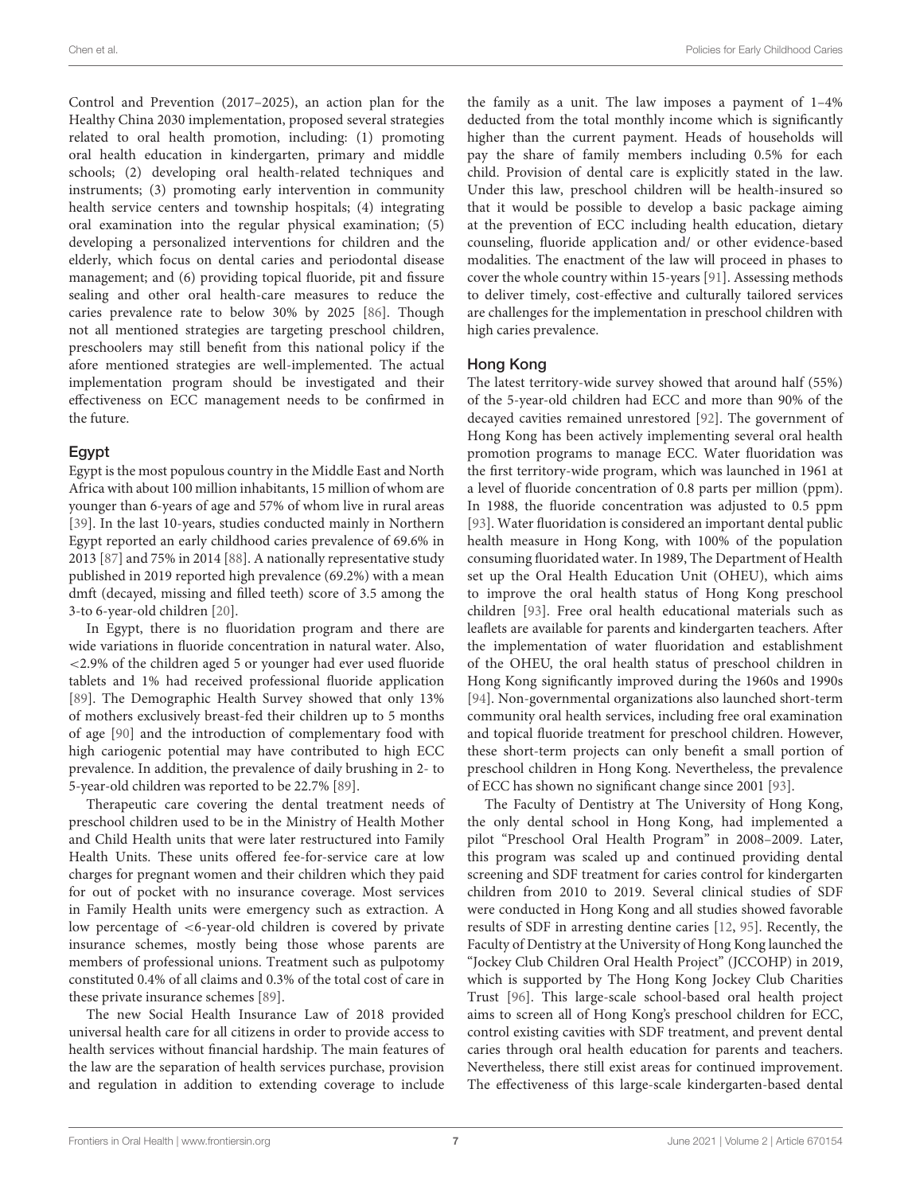Control and Prevention (2017–2025), an action plan for the Healthy China 2030 implementation, proposed several strategies related to oral health promotion, including: (1) promoting oral health education in kindergarten, primary and middle schools; (2) developing oral health-related techniques and instruments; (3) promoting early intervention in community health service centers and township hospitals; (4) integrating oral examination into the regular physical examination; (5) developing a personalized interventions for children and the elderly, which focus on dental caries and periodontal disease management; and (6) providing topical fluoride, pit and fissure sealing and other oral health-care measures to reduce the caries prevalence rate to below 30% by 2025 [86]. Though not all mentioned strategies are targeting preschool children, preschoolers may still benefit from this national policy if the afore mentioned strategies are well-implemented. The actual implementation program should be investigated and their effectiveness on ECC management needs to be confirmed in the future.

### Egypt

Egypt is the most populous country in the Middle East and North Africa with about 100 million inhabitants, 15 million of whom are younger than 6-years of age and 57% of whom live in rural areas [39]. In the last 10-years, studies conducted mainly in Northern Egypt reported an early childhood caries prevalence of 69.6% in 2013 [87] and 75% in 2014 [88]. A nationally representative study published in 2019 reported high prevalence (69.2%) with a mean dmft (decayed, missing and filled teeth) score of 3.5 among the 3-to 6-year-old children [20].

In Egypt, there is no fluoridation program and there are wide variations in fluoride concentration in natural water. Also, <2.9% of the children aged 5 or younger had ever used fluoride tablets and 1% had received professional fluoride application [89]. The Demographic Health Survey showed that only 13% of mothers exclusively breast-fed their children up to 5 months of age [90] and the introduction of complementary food with high cariogenic potential may have contributed to high ECC prevalence. In addition, the prevalence of daily brushing in 2- to 5-year-old children was reported to be 22.7% [89].

Therapeutic care covering the dental treatment needs of preschool children used to be in the Ministry of Health Mother and Child Health units that were later restructured into Family Health Units. These units offered fee-for-service care at low charges for pregnant women and their children which they paid for out of pocket with no insurance coverage. Most services in Family Health units were emergency such as extraction. A low percentage of <6-year-old children is covered by private insurance schemes, mostly being those whose parents are members of professional unions. Treatment such as pulpotomy constituted 0.4% of all claims and 0.3% of the total cost of care in these private insurance schemes [89].

The new Social Health Insurance Law of 2018 provided universal health care for all citizens in order to provide access to health services without financial hardship. The main features of the law are the separation of health services purchase, provision and regulation in addition to extending coverage to include the family as a unit. The law imposes a payment of 1–4% deducted from the total monthly income which is significantly higher than the current payment. Heads of households will pay the share of family members including 0.5% for each child. Provision of dental care is explicitly stated in the law. Under this law, preschool children will be health-insured so that it would be possible to develop a basic package aiming at the prevention of ECC including health education, dietary counseling, fluoride application and/ or other evidence-based modalities. The enactment of the law will proceed in phases to cover the whole country within 15-years [91]. Assessing methods to deliver timely, cost-effective and culturally tailored services are challenges for the implementation in preschool children with high caries prevalence.

### Hong Kong

The latest territory-wide survey showed that around half (55%) of the 5-year-old children had ECC and more than 90% of the decayed cavities remained unrestored [92]. The government of Hong Kong has been actively implementing several oral health promotion programs to manage ECC. Water fluoridation was the first territory-wide program, which was launched in 1961 at a level of fluoride concentration of 0.8 parts per million (ppm). In 1988, the fluoride concentration was adjusted to 0.5 ppm [93]. Water fluoridation is considered an important dental public health measure in Hong Kong, with 100% of the population consuming fluoridated water. In 1989, The Department of Health set up the Oral Health Education Unit (OHEU), which aims to improve the oral health status of Hong Kong preschool children [93]. Free oral health educational materials such as leaflets are available for parents and kindergarten teachers. After the implementation of water fluoridation and establishment of the OHEU, the oral health status of preschool children in Hong Kong significantly improved during the 1960s and 1990s [94]. Non-governmental organizations also launched short-term community oral health services, including free oral examination and topical fluoride treatment for preschool children. However, these short-term projects can only benefit a small portion of preschool children in Hong Kong. Nevertheless, the prevalence of ECC has shown no significant change since 2001 [93].

The Faculty of Dentistry at The University of Hong Kong, the only dental school in Hong Kong, had implemented a pilot "Preschool Oral Health Program" in 2008–2009. Later, this program was scaled up and continued providing dental screening and SDF treatment for caries control for kindergarten children from 2010 to 2019. Several clinical studies of SDF were conducted in Hong Kong and all studies showed favorable results of SDF in arresting dentine caries [12, 95]. Recently, the Faculty of Dentistry at the University of Hong Kong launched the "Jockey Club Children Oral Health Project" (JCCOHP) in 2019, which is supported by The Hong Kong Jockey Club Charities Trust [96]. This large-scale school-based oral health project aims to screen all of Hong Kong's preschool children for ECC, control existing cavities with SDF treatment, and prevent dental caries through oral health education for parents and teachers. Nevertheless, there still exist areas for continued improvement. The effectiveness of this large-scale kindergarten-based dental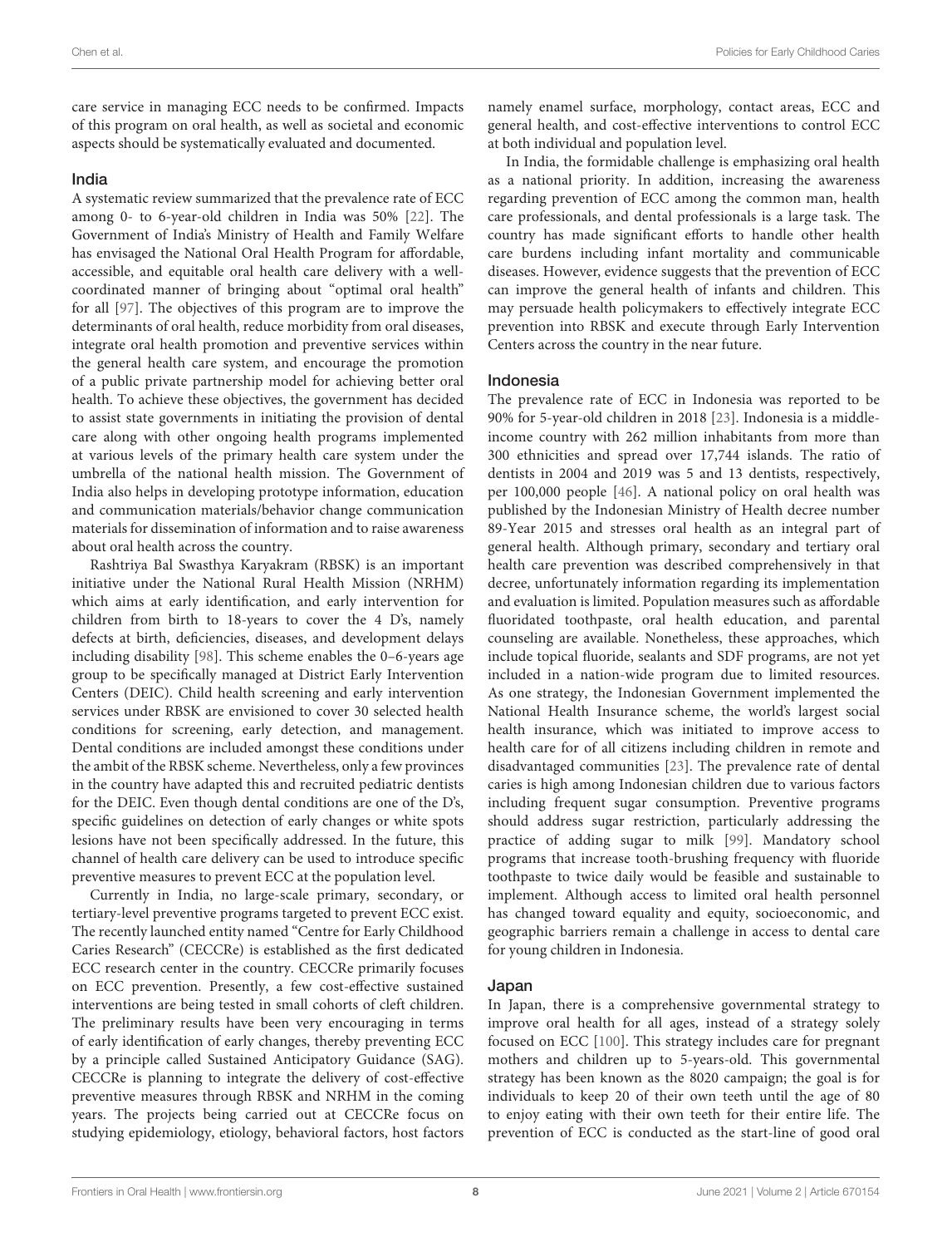care service in managing ECC needs to be confirmed. Impacts of this program on oral health, as well as societal and economic aspects should be systematically evaluated and documented.

## India

A systematic review summarized that the prevalence rate of ECC among 0- to 6-year-old children in India was 50% [22]. The Government of India's Ministry of Health and Family Welfare has envisaged the National Oral Health Program for affordable, accessible, and equitable oral health care delivery with a well-coordinated manner of bringing about "optimal oral health" for all [97]. The objectives of this program are to improve the determinants of oral health, reduce morbidity from oral diseases, integrate oral health promotion and preventive services within the general health care system, and encourage the promotion of a public private partnership model for achieving better oral health. To achieve these objectives, the government has decided to assist state governments in initiating the provision of dental care along with other ongoing health programs implemented at various levels of the primary health care system under the umbrella of the national health mission. The Government of India also helps in developing prototype information, education and communication materials/behavior change communication materials for dissemination of information and to raise awareness about oral health across the country.

Rashtriya Bal Swasthya Karyakram (RBSK) is an important initiative under the National Rural Health Mission (NRHM) which aims at early identification, and early intervention for children from birth to 18-years to cover the 4 D's, namely defects at birth, deficiencies, diseases, and development delays including disability [98]. This scheme enables the 0–6-years age group to be specifically managed at District Early Intervention Centers (DEIC). Child health screening and early intervention services under RBSK are envisioned to cover 30 selected health conditions for screening, early detection, and management. Dental conditions are included amongst these conditions under the ambit of the RBSK scheme. Nevertheless, only a few provinces in the country have adapted this and recruited pediatric dentists for the DEIC. Even though dental conditions are one of the D's, specific guidelines on detection of early changes or white spots lesions have not been specifically addressed. In the future, this channel of health care delivery can be used to introduce specific preventive measures to prevent ECC at the population level.

Currently in India, no large-scale primary, secondary, or tertiary-level preventive programs targeted to prevent ECC exist. The recently launched entity named "Centre for Early Childhood Caries Research" (CECCRe) is established as the first dedicated ECC research center in the country. CECCRe primarily focuses on ECC prevention. Presently, a few cost-effective sustained interventions are being tested in small cohorts of cleft children. The preliminary results have been very encouraging in terms of early identification of early changes, thereby preventing ECC by a principle called Sustained Anticipatory Guidance (SAG). CECCRe is planning to integrate the delivery of cost-effective preventive measures through RBSK and NRHM in the coming years. The projects being carried out at CECCRe focus on studying epidemiology, etiology, behavioral factors, host factors namely enamel surface, morphology, contact areas, ECC and general health, and cost-effective interventions to control ECC at both individual and population level.

In India, the formidable challenge is emphasizing oral health as a national priority. In addition, increasing the awareness regarding prevention of ECC among the common man, health care professionals, and dental professionals is a large task. The country has made significant efforts to handle other health care burdens including infant mortality and communicable diseases. However, evidence suggests that the prevention of ECC can improve the general health of infants and children. This may persuade health policymakers to effectively integrate ECC prevention into RBSK and execute through Early Intervention Centers across the country in the near future.

## Indonesia

The prevalence rate of ECC in Indonesia was reported to be 90% for 5-year-old children in 2018 [23]. Indonesia is a middle-income country with 262 million inhabitants from more than 300 ethnicities and spread over 17,744 islands. The ratio of dentists in 2004 and 2019 was 5 and 13 dentists, respectively, per 100,000 people [46]. A national policy on oral health was published by the Indonesian Ministry of Health decree number 89-Year 2015 and stresses oral health as an integral part of general health. Although primary, secondary and tertiary oral health care prevention was described comprehensively in that decree, unfortunately information regarding its implementation and evaluation is limited. Population measures such as affordable fluoridated toothpaste, oral health education, and parental counseling are available. Nonetheless, these approaches, which include topical fluoride, sealants and SDF programs, are not yet included in a nation-wide program due to limited resources. As one strategy, the Indonesian Government implemented the National Health Insurance scheme, the world's largest social health insurance, which was initiated to improve access to health care for of all citizens including children in remote and disadvantaged communities [23]. The prevalence rate of dental caries is high among Indonesian children due to various factors including frequent sugar consumption. Preventive programs should address sugar restriction, particularly addressing the practice of adding sugar to milk [99]. Mandatory school programs that increase tooth-brushing frequency with fluoride toothpaste to twice daily would be feasible and sustainable to implement. Although access to limited oral health personnel has changed toward equality and equity, socioeconomic, and geographic barriers remain a challenge in access to dental care for young children in Indonesia.

## Japan

In Japan, there is a comprehensive governmental strategy to improve oral health for all ages, instead of a strategy solely focused on ECC [100]. This strategy includes care for pregnant mothers and children up to 5-years-old. This governmental strategy has been known as the 8020 campaign; the goal is for individuals to keep 20 of their own teeth until the age of 80 to enjoy eating with their own teeth for their entire life. The prevention of ECC is conducted as the start-line of good oral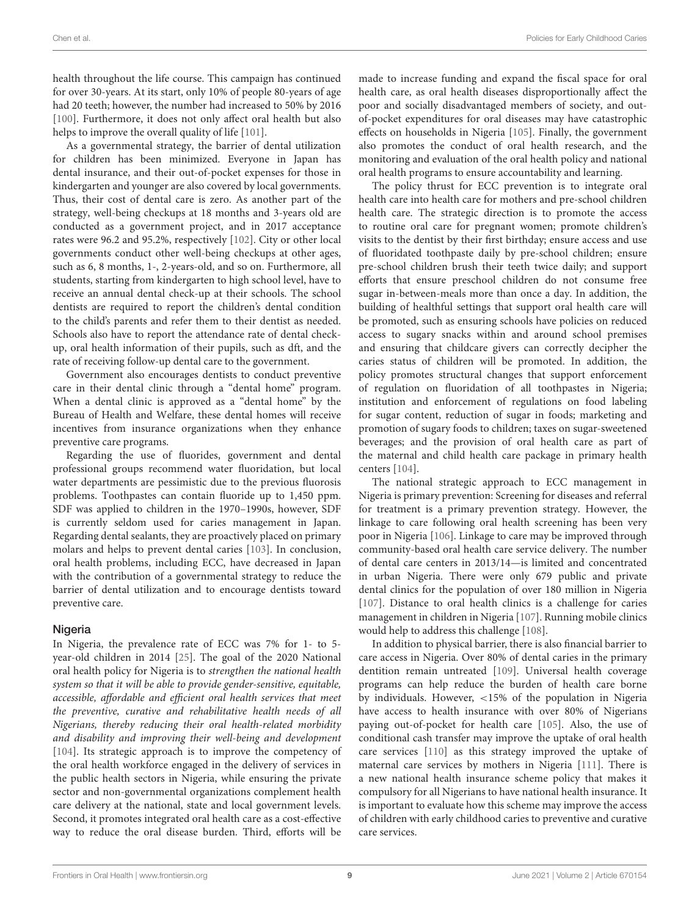health throughout the life course. This campaign has continued for over 30-years. At its start, only 10% of people 80-years of age had 20 teeth; however, the number had increased to 50% by 2016 [100]. Furthermore, it does not only affect oral health but also helps to improve the overall quality of life [101].

As a governmental strategy, the barrier of dental utilization for children has been minimized. Everyone in Japan has dental insurance, and their out-of-pocket expenses for those in kindergarten and younger are also covered by local governments. Thus, their cost of dental care is zero. As another part of the strategy, well-being checkups at 18 months and 3-years old are conducted as a government project, and in 2017 acceptance rates were 96.2 and 95.2%, respectively [102]. City or other local governments conduct other well-being checkups at other ages, such as 6, 8 months, 1-, 2-years-old, and so on. Furthermore, all students, starting from kindergarten to high school level, have to receive an annual dental check-up at their schools. The school dentists are required to report the children's dental condition to the child's parents and refer them to their dentist as needed. Schools also have to report the attendance rate of dental check-up, oral health information of their pupils, such as dft, and the rate of receiving follow-up dental care to the government.

Government also encourages dentists to conduct preventive care in their dental clinic through a "dental home" program. When a dental clinic is approved as a "dental home" by the Bureau of Health and Welfare, these dental homes will receive incentives from insurance organizations when they enhance preventive care programs.

Regarding the use of fluorides, government and dental professional groups recommend water fluoridation, but local water departments are pessimistic due to the previous fluorosis problems. Toothpastes can contain fluoride up to 1,450 ppm. SDF was applied to children in the 1970–1990s, however, SDF is currently seldom used for caries management in Japan. Regarding dental sealants, they are proactively placed on primary molars and helps to prevent dental caries [103]. In conclusion, oral health problems, including ECC, have decreased in Japan with the contribution of a governmental strategy to reduce the barrier of dental utilization and to encourage dentists toward preventive care.

### Nigeria

In Nigeria, the prevalence rate of ECC was 7% for 1- to 5-year-old children in 2014 [25]. The goal of the 2020 National oral health policy for Nigeria is to *strengthen the national health system so that it will be able to provide gender-sensitive, equitable, accessible, affordable and efficient oral health services that meet the preventive, curative and rehabilitative health needs of all Nigerians, thereby reducing their oral health-related morbidity and disability and improving their well-being and development* [104]. Its strategic approach is to improve the competency of the oral health workforce engaged in the delivery of services in the public health sectors in Nigeria, while ensuring the private sector and non-governmental organizations complement health care delivery at the national, state and local government levels. Second, it promotes integrated oral health care as a cost-effective way to reduce the oral disease burden. Third, efforts will be made to increase funding and expand the fiscal space for oral health care, as oral health diseases disproportionally affect the poor and socially disadvantaged members of society, and out-of-pocket expenditures for oral diseases may have catastrophic effects on households in Nigeria [105]. Finally, the government also promotes the conduct of oral health research, and the monitoring and evaluation of the oral health policy and national oral health programs to ensure accountability and learning.

The policy thrust for ECC prevention is to integrate oral health care into health care for mothers and pre-school children health care. The strategic direction is to promote the access to routine oral care for pregnant women; promote children's visits to the dentist by their first birthday; ensure access and use of fluoridated toothpaste daily by pre-school children; ensure pre-school children brush their teeth twice daily; and support efforts that ensure preschool children do not consume free sugar in-between-meals more than once a day. In addition, the building of healthful settings that support oral health care will be promoted, such as ensuring schools have policies on reduced access to sugary snacks within and around school premises and ensuring that childcare givers can correctly decipher the caries status of children will be promoted. In addition, the policy promotes structural changes that support enforcement of regulation on fluoridation of all toothpastes in Nigeria; institution and enforcement of regulations on food labeling for sugar content, reduction of sugar in foods; marketing and promotion of sugary foods to children; taxes on sugar-sweetened beverages; and the provision of oral health care as part of the maternal and child health care package in primary health centers [104].

The national strategic approach to ECC management in Nigeria is primary prevention: Screening for diseases and referral for treatment is a primary prevention strategy. However, the linkage to care following oral health screening has been very poor in Nigeria [106]. Linkage to care may be improved through community-based oral health care service delivery. The number of dental care centers in 2013/14—is limited and concentrated in urban Nigeria. There were only 679 public and private dental clinics for the population of over 180 million in Nigeria [107]. Distance to oral health clinics is a challenge for caries management in children in Nigeria [107]. Running mobile clinics would help to address this challenge [108].

In addition to physical barrier, there is also financial barrier to care access in Nigeria. Over 80% of dental caries in the primary dentition remain untreated [109]. Universal health coverage programs can help reduce the burden of health care borne by individuals. However, <15% of the population in Nigeria have access to health insurance with over 80% of Nigerians paying out-of-pocket for health care [105]. Also, the use of conditional cash transfer may improve the uptake of oral health care services [110] as this strategy improved the uptake of maternal care services by mothers in Nigeria [111]. There is a new national health insurance scheme policy that makes it compulsory for all Nigerians to have national health insurance. It is important to evaluate how this scheme may improve the access of children with early childhood caries to preventive and curative care services.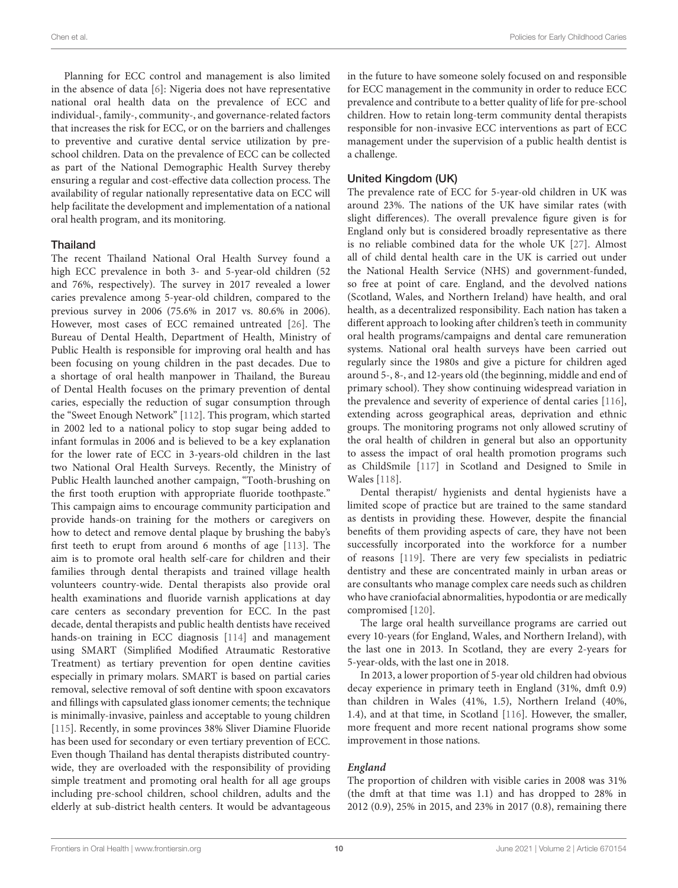Planning for ECC control and management is also limited in the absence of data [6]: Nigeria does not have representative national oral health data on the prevalence of ECC and individual-, family-, community-, and governance-related factors that increases the risk for ECC, or on the barriers and challenges to preventive and curative dental service utilization by pre-school children. Data on the prevalence of ECC can be collected as part of the National Demographic Health Survey thereby ensuring a regular and cost-effective data collection process. The availability of regular nationally representative data on ECC will help facilitate the development and implementation of a national oral health program, and its monitoring.

### Thailand

The recent Thailand National Oral Health Survey found a high ECC prevalence in both 3- and 5-year-old children (52 and 76%, respectively). The survey in 2017 revealed a lower caries prevalence among 5-year-old children, compared to the previous survey in 2006 (75.6% in 2017 vs. 80.6% in 2006). However, most cases of ECC remained untreated [26]. The Bureau of Dental Health, Department of Health, Ministry of Public Health is responsible for improving oral health and has been focusing on young children in the past decades. Due to a shortage of oral health manpower in Thailand, the Bureau of Dental Health focuses on the primary prevention of dental caries, especially the reduction of sugar consumption through the "Sweet Enough Network" [112]. This program, which started in 2002 led to a national policy to stop sugar being added to infant formulas in 2006 and is believed to be a key explanation for the lower rate of ECC in 3-years-old children in the last two National Oral Health Surveys. Recently, the Ministry of Public Health launched another campaign, "Tooth-brushing on the first tooth eruption with appropriate fluoride toothpaste." This campaign aims to encourage community participation and provide hands-on training for the mothers or caregivers on how to detect and remove dental plaque by brushing the baby's first teeth to erupt from around 6 months of age [113]. The aim is to promote oral health self-care for children and their families through dental therapists and trained village health volunteers country-wide. Dental therapists also provide oral health examinations and fluoride varnish applications at day care centers as secondary prevention for ECC. In the past decade, dental therapists and public health dentists have received hands-on training in ECC diagnosis [114] and management using SMART (Simplified Modified Atraumatic Restorative Treatment) as tertiary prevention for open dentine cavities especially in primary molars. SMART is based on partial caries removal, selective removal of soft dentine with spoon excavators and fillings with capsulated glass ionomer cements; the technique is minimally-invasive, painless and acceptable to young children [115]. Recently, in some provinces 38% Sliver Diamine Fluoride has been used for secondary or even tertiary prevention of ECC. Even though Thailand has dental therapists distributed country-wide, they are overloaded with the responsibility of providing simple treatment and promoting oral health for all age groups including pre-school children, school children, adults and the elderly at sub-district health centers. It would be advantageous in the future to have someone solely focused on and responsible for ECC management in the community in order to reduce ECC prevalence and contribute to a better quality of life for pre-school children. How to retain long-term community dental therapists responsible for non-invasive ECC interventions as part of ECC management under the supervision of a public health dentist is a challenge.

### United Kingdom (UK)

The prevalence rate of ECC for 5-year-old children in UK was around 23%. The nations of the UK have similar rates (with slight differences). The overall prevalence figure given is for England only but is considered broadly representative as there is no reliable combined data for the whole UK [27]. Almost all of child dental health care in the UK is carried out under the National Health Service (NHS) and government-funded, so free at point of care. England, and the devolved nations (Scotland, Wales, and Northern Ireland) have health, and oral health, as a decentralized responsibility. Each nation has taken a different approach to looking after children's teeth in community oral health programs/campaigns and dental care remuneration systems. National oral health surveys have been carried out regularly since the 1980s and give a picture for children aged around 5-, 8-, and 12-years old (the beginning, middle and end of primary school). They show continuing widespread variation in the prevalence and severity of experience of dental caries [116], extending across geographical areas, deprivation and ethnic groups. The monitoring programs not only allowed scrutiny of the oral health of children in general but also an opportunity to assess the impact of oral health promotion programs such as ChildSmile [117] in Scotland and Designed to Smile in Wales [118].

Dental therapist/ hygienists and dental hygienists have a limited scope of practice but are trained to the same standard as dentists in providing these. However, despite the financial benefits of them providing aspects of care, they have not been successfully incorporated into the workforce for a number of reasons [119]. There are very few specialists in pediatric dentistry and these are concentrated mainly in urban areas or are consultants who manage complex care needs such as children who have craniofacial abnormalities, hypodontia or are medically compromised [120].

The large oral health surveillance programs are carried out every 10-years (for England, Wales, and Northern Ireland), with the last one in 2013. In Scotland, they are every 2-years for 5-year-olds, with the last one in 2018.

In 2013, a lower proportion of 5-year old children had obvious decay experience in primary teeth in England (31%, dmft 0.9) than children in Wales (41%, 1.5), Northern Ireland (40%, 1.4), and at that time, in Scotland [116]. However, the smaller, more frequent and more recent national programs show some improvement in those nations.

#### *England*

The proportion of children with visible caries in 2008 was 31% (the dmft at that time was 1.1) and has dropped to 28% in 2012 (0.9), 25% in 2015, and 23% in 2017 (0.8), remaining there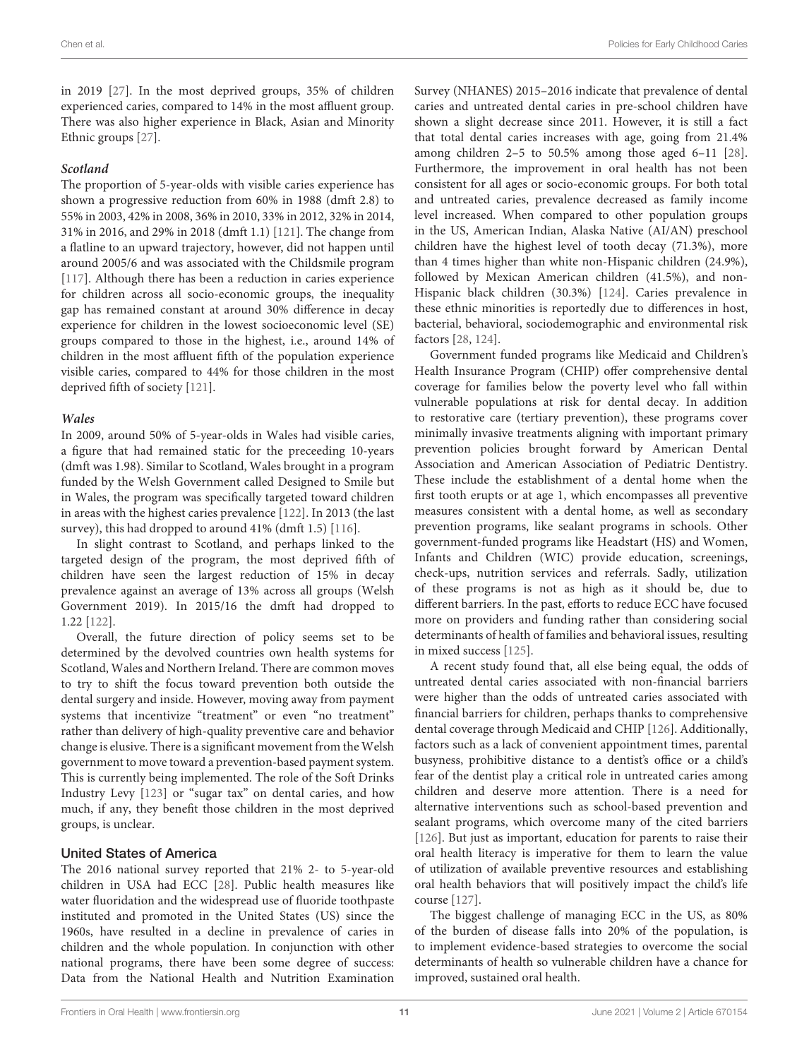in 2019 [27]. In the most deprived groups, 35% of children experienced caries, compared to 14% in the most affluent group. There was also higher experience in Black, Asian and Minority Ethnic groups [27].

#### *Scotland*

The proportion of 5-year-olds with visible caries experience has shown a progressive reduction from 60% in 1988 (dmft 2.8) to 55% in 2003, 42% in 2008, 36% in 2010, 33% in 2012, 32% in 2014, 31% in 2016, and 29% in 2018 (dmft 1.1) [121]. The change from a flatline to an upward trajectory, however, did not happen until around 2005/6 and was associated with the Childsmile program [117]. Although there has been a reduction in caries experience for children across all socio-economic groups, the inequality gap has remained constant at around 30% difference in decay experience for children in the lowest socioeconomic level (SE) groups compared to those in the highest, i.e., around 14% of children in the most affluent fifth of the population experience visible caries, compared to 44% for those children in the most deprived fifth of society [121].

#### *Wales*

In 2009, around 50% of 5-year-olds in Wales had visible caries, a figure that had remained static for the preceeding 10-years (dmft was 1.98). Similar to Scotland, Wales brought in a program funded by the Welsh Government called Designed to Smile but in Wales, the program was specifically targeted toward children in areas with the highest caries prevalence [122]. In 2013 (the last survey), this had dropped to around 41% (dmft 1.5) [116].

In slight contrast to Scotland, and perhaps linked to the targeted design of the program, the most deprived fifth of children have seen the largest reduction of 15% in decay prevalence against an average of 13% across all groups (Welsh Government 2019). In 2015/16 the dmft had dropped to 1.22 [122].

Overall, the future direction of policy seems set to be determined by the devolved countries own health systems for Scotland, Wales and Northern Ireland. There are common moves to try to shift the focus toward prevention both outside the dental surgery and inside. However, moving away from payment systems that incentivize "treatment" or even "no treatment" rather than delivery of high-quality preventive care and behavior change is elusive. There is a significant movement from the Welsh government to move toward a prevention-based payment system. This is currently being implemented. The role of the Soft Drinks Industry Levy [123] or "sugar tax" on dental caries, and how much, if any, they benefit those children in the most deprived groups, is unclear.

### United States of America

The 2016 national survey reported that 21% 2- to 5-year-old children in USA had ECC [28]. Public health measures like water fluoridation and the widespread use of fluoride toothpaste instituted and promoted in the United States (US) since the 1960s, have resulted in a decline in prevalence of caries in children and the whole population. In conjunction with other national programs, there have been some degree of success: Data from the National Health and Nutrition Examination Survey (NHANES) 2015–2016 indicate that prevalence of dental caries and untreated dental caries in pre-school children have shown a slight decrease since 2011. However, it is still a fact that total dental caries increases with age, going from 21.4% among children 2–5 to 50.5% among those aged 6–11 [28]. Furthermore, the improvement in oral health has not been consistent for all ages or socio-economic groups. For both total and untreated caries, prevalence decreased as family income level increased. When compared to other population groups in the US, American Indian, Alaska Native (AI/AN) preschool children have the highest level of tooth decay (71.3%), more than 4 times higher than white non-Hispanic children (24.9%), followed by Mexican American children (41.5%), and non-Hispanic black children (30.3%) [124]. Caries prevalence in these ethnic minorities is reportedly due to differences in host, bacterial, behavioral, sociodemographic and environmental risk factors [28, 124].

Government funded programs like Medicaid and Children's Health Insurance Program (CHIP) offer comprehensive dental coverage for families below the poverty level who fall within vulnerable populations at risk for dental decay. In addition to restorative care (tertiary prevention), these programs cover minimally invasive treatments aligning with important primary prevention policies brought forward by American Dental Association and American Association of Pediatric Dentistry. These include the establishment of a dental home when the first tooth erupts or at age 1, which encompasses all preventive measures consistent with a dental home, as well as secondary prevention programs, like sealant programs in schools. Other government-funded programs like Headstart (HS) and Women, Infants and Children (WIC) provide education, screenings, check-ups, nutrition services and referrals. Sadly, utilization of these programs is not as high as it should be, due to different barriers. In the past, efforts to reduce ECC have focused more on providers and funding rather than considering social determinants of health of families and behavioral issues, resulting in mixed success [125].

A recent study found that, all else being equal, the odds of untreated dental caries associated with non-financial barriers were higher than the odds of untreated caries associated with financial barriers for children, perhaps thanks to comprehensive dental coverage through Medicaid and CHIP [126]. Additionally, factors such as a lack of convenient appointment times, parental busyness, prohibitive distance to a dentist's office or a child's fear of the dentist play a critical role in untreated caries among children and deserve more attention. There is a need for alternative interventions such as school-based prevention and sealant programs, which overcome many of the cited barriers [126]. But just as important, education for parents to raise their oral health literacy is imperative for them to learn the value of utilization of available preventive resources and establishing oral health behaviors that will positively impact the child's life course [127].

The biggest challenge of managing ECC in the US, as 80% of the burden of disease falls into 20% of the population, is to implement evidence-based strategies to overcome the social determinants of health so vulnerable children have a chance for improved, sustained oral health.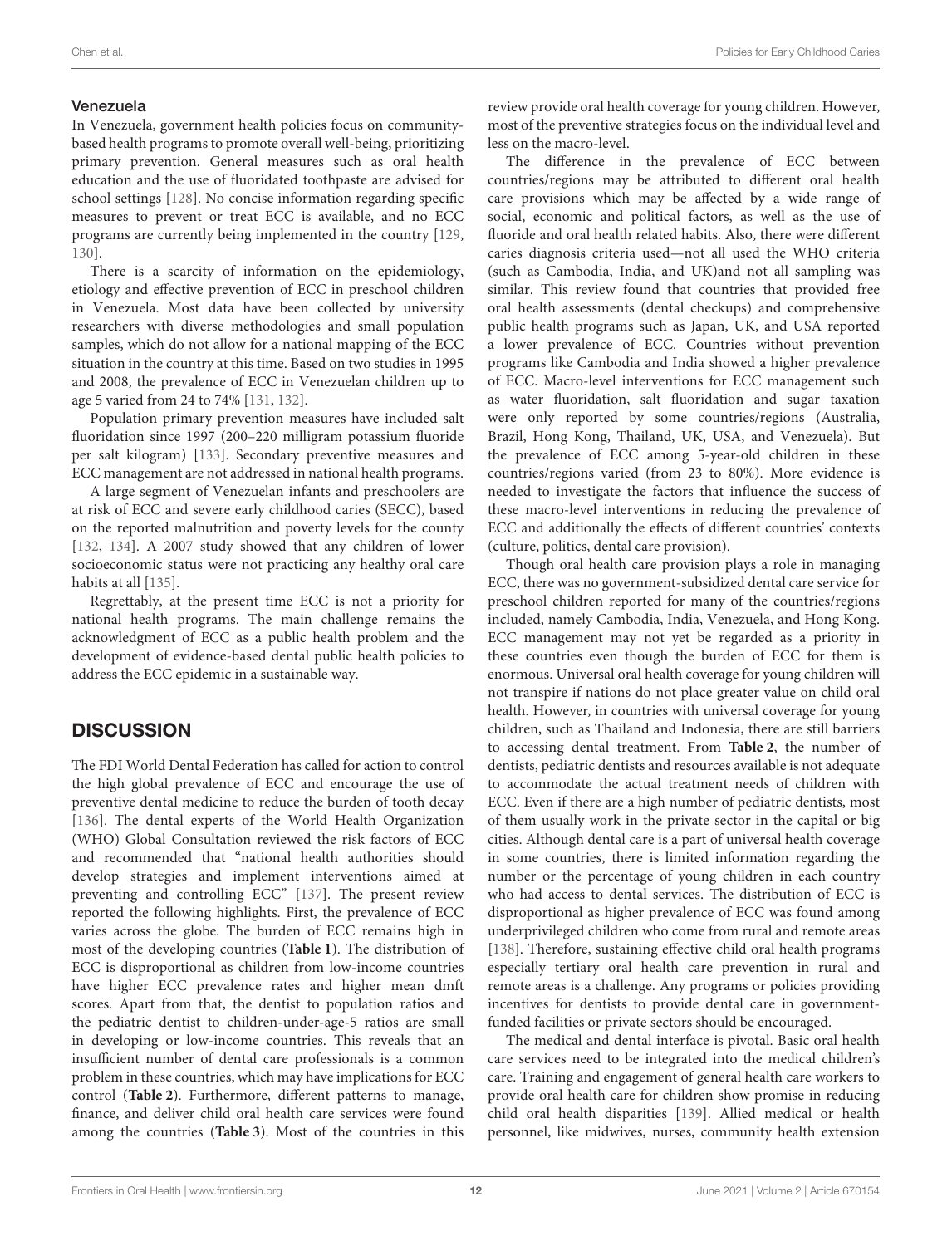### Venezuela

In Venezuela, government health policies focus on community-based health programs to promote overall well-being, prioritizing primary prevention. General measures such as oral health education and the use of fluoridated toothpaste are advised for school settings [128]. No concise information regarding specific measures to prevent or treat ECC is available, and no ECC programs are currently being implemented in the country [129, 130].

There is a scarcity of information on the epidemiology, etiology and effective prevention of ECC in preschool children in Venezuela. Most data have been collected by university researchers with diverse methodologies and small population samples, which do not allow for a national mapping of the ECC situation in the country at this time. Based on two studies in 1995 and 2008, the prevalence of ECC in Venezuelan children up to age 5 varied from 24 to 74% [131, 132].

Population primary prevention measures have included salt fluoridation since 1997 (200–220 milligram potassium fluoride per salt kilogram) [133]. Secondary preventive measures and ECC management are not addressed in national health programs.

A large segment of Venezuelan infants and preschoolers are at risk of ECC and severe early childhood caries (SECC), based on the reported malnutrition and poverty levels for the county [132, 134]. A 2007 study showed that any children of lower socioeconomic status were not practicing any healthy oral care habits at all [135].

Regrettably, at the present time ECC is not a priority for national health programs. The main challenge remains the acknowledgment of ECC as a public health problem and the development of evidence-based dental public health policies to address the ECC epidemic in a sustainable way.

## DISCUSSION

The FDI World Dental Federation has called for action to control the high global prevalence of ECC and encourage the use of preventive dental medicine to reduce the burden of tooth decay [136]. The dental experts of the World Health Organization (WHO) Global Consultation reviewed the risk factors of ECC and recommended that "national health authorities should develop strategies and implement interventions aimed at preventing and controlling ECC" [137]. The present review reported the following highlights. First, the prevalence of ECC varies across the globe. The burden of ECC remains high in most of the developing countries (**Table 1**). The distribution of ECC is disproportional as children from low-income countries have higher ECC prevalence rates and higher mean dmft scores. Apart from that, the dentist to population ratios and the pediatric dentist to children-under-age-5 ratios are small in developing or low-income countries. This reveals that an insufficient number of dental care professionals is a common problem in these countries, which may have implications for ECC control (**Table 2**). Furthermore, different patterns to manage, finance, and deliver child oral health care services were found among the countries (**Table 3**). Most of the countries in this review provide oral health coverage for young children. However, most of the preventive strategies focus on the individual level and less on the macro-level.

The difference in the prevalence of ECC between countries/regions may be attributed to different oral health care provisions which may be affected by a wide range of social, economic and political factors, as well as the use of fluoride and oral health related habits. Also, there were different caries diagnosis criteria used—not all used the WHO criteria (such as Cambodia, India, and UK)and not all sampling was similar. This review found that countries that provided free oral health assessments (dental checkups) and comprehensive public health programs such as Japan, UK, and USA reported a lower prevalence of ECC. Countries without prevention programs like Cambodia and India showed a higher prevalence of ECC. Macro-level interventions for ECC management such as water fluoridation, salt fluoridation and sugar taxation were only reported by some countries/regions (Australia, Brazil, Hong Kong, Thailand, UK, USA, and Venezuela). But the prevalence of ECC among 5-year-old children in these countries/regions varied (from 23 to 80%). More evidence is needed to investigate the factors that influence the success of these macro-level interventions in reducing the prevalence of ECC and additionally the effects of different countries' contexts (culture, politics, dental care provision).

Though oral health care provision plays a role in managing ECC, there was no government-subsidized dental care service for preschool children reported for many of the countries/regions included, namely Cambodia, India, Venezuela, and Hong Kong. ECC management may not yet be regarded as a priority in these countries even though the burden of ECC for them is enormous. Universal oral health coverage for young children will not transpire if nations do not place greater value on child oral health. However, in countries with universal coverage for young children, such as Thailand and Indonesia, there are still barriers to accessing dental treatment. From **Table 2**, the number of dentists, pediatric dentists and resources available is not adequate to accommodate the actual treatment needs of children with ECC. Even if there are a high number of pediatric dentists, most of them usually work in the private sector in the capital or big cities. Although dental care is a part of universal health coverage in some countries, there is limited information regarding the number or the percentage of young children in each country who had access to dental services. The distribution of ECC is disproportional as higher prevalence of ECC was found among underprivileged children who come from rural and remote areas [138]. Therefore, sustaining effective child oral health programs especially tertiary oral health care prevention in rural and remote areas is a challenge. Any programs or policies providing incentives for dentists to provide dental care in government-funded facilities or private sectors should be encouraged.

The medical and dental interface is pivotal. Basic oral health care services need to be integrated into the medical children's care. Training and engagement of general health care workers to provide oral health care for children show promise in reducing child oral health disparities [139]. Allied medical or health personnel, like midwives, nurses, community health extension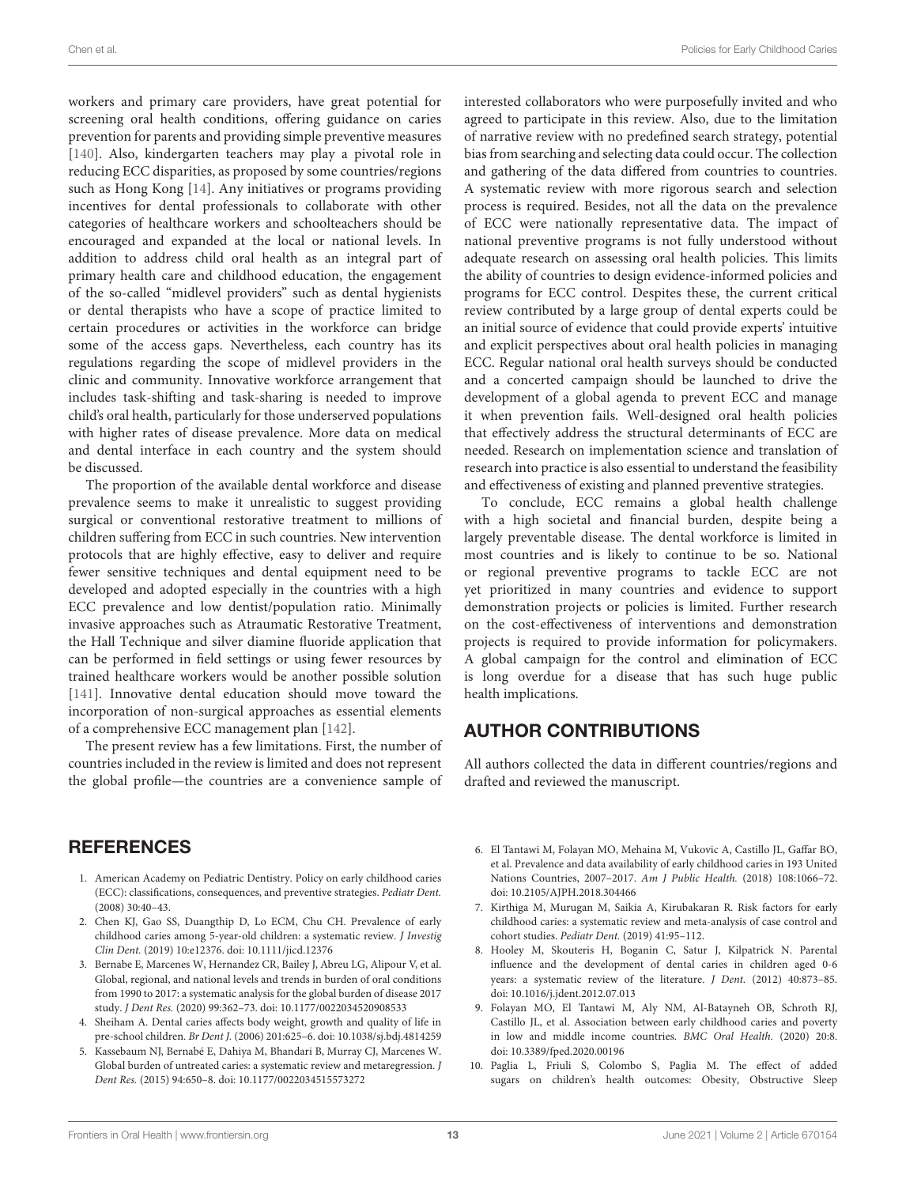workers and primary care providers, have great potential for screening oral health conditions, offering guidance on caries prevention for parents and providing simple preventive measures [140]. Also, kindergarten teachers may play a pivotal role in reducing ECC disparities, as proposed by some countries/regions such as Hong Kong [14]. Any initiatives or programs providing incentives for dental professionals to collaborate with other categories of healthcare workers and schoolteachers should be encouraged and expanded at the local or national levels. In addition to address child oral health as an integral part of primary health care and childhood education, the engagement of the so-called "midlevel providers" such as dental hygienists or dental therapists who have a scope of practice limited to certain procedures or activities in the workforce can bridge some of the access gaps. Nevertheless, each country has its regulations regarding the scope of midlevel providers in the clinic and community. Innovative workforce arrangement that includes task-shifting and task-sharing is needed to improve child's oral health, particularly for those underserved populations with higher rates of disease prevalence. More data on medical and dental interface in each country and the system should be discussed.

The proportion of the available dental workforce and disease prevalence seems to make it unrealistic to suggest providing surgical or conventional restorative treatment to millions of children suffering from ECC in such countries. New intervention protocols that are highly effective, easy to deliver and require fewer sensitive techniques and dental equipment need to be developed and adopted especially in the countries with a high ECC prevalence and low dentist/population ratio. Minimally invasive approaches such as Atraumatic Restorative Treatment, the Hall Technique and silver diamine fluoride application that can be performed in field settings or using fewer resources by trained healthcare workers would be another possible solution [141]. Innovative dental education should move toward the incorporation of non-surgical approaches as essential elements of a comprehensive ECC management plan [142].

The present review has a few limitations. First, the number of countries included in the review is limited and does not represent the global profile—the countries are a convenience sample of interested collaborators who were purposefully invited and who agreed to participate in this review. Also, due to the limitation of narrative review with no predefined search strategy, potential bias from searching and selecting data could occur. The collection and gathering of the data differed from countries to countries. A systematic review with more rigorous search and selection process is required. Besides, not all the data on the prevalence of ECC were nationally representative data. The impact of national preventive programs is not fully understood without adequate research on assessing oral health policies. This limits the ability of countries to design evidence-informed policies and programs for ECC control. Despites these, the current critical review contributed by a large group of dental experts could be an initial source of evidence that could provide experts' intuitive and explicit perspectives about oral health policies in managing ECC. Regular national oral health surveys should be conducted and a concerted campaign should be launched to drive the development of a global agenda to prevent ECC and manage it when prevention fails. Well-designed oral health policies that effectively address the structural determinants of ECC are needed. Research on implementation science and translation of research into practice is also essential to understand the feasibility and effectiveness of existing and planned preventive strategies.

To conclude, ECC remains a global health challenge with a high societal and financial burden, despite being a largely preventable disease. The dental workforce is limited in most countries and is likely to continue to be so. National or regional preventive programs to tackle ECC are not yet prioritized in many countries and evidence to support demonstration projects or policies is limited. Further research on the cost-effectiveness of interventions and demonstration projects is required to provide information for policymakers. A global campaign for the control and elimination of ECC is long overdue for a disease that has such huge public health implications.

## AUTHOR CONTRIBUTIONS

All authors collected the data in different countries/regions and drafted and reviewed the manuscript.

## REFERENCES

1. American Academy on Pediatric Dentistry. Policy on early childhood caries (ECC): classifications, consequences, and preventive strategies. *Pediatr Dent.* (2008) 30:40–43.
2. Chen KJ, Gao SS, Duangthip D, Lo ECM, Chu CH. Prevalence of early childhood caries among 5-year-old children: a systematic review. *J Investig Clin Dent.* (2019) 10:e12376. doi: 10.1111/jicd.12376
3. Bernabe E, Marcenes W, Hernandez CR, Bailey J, Abreu LG, Alipour V, et al. Global, regional, and national levels and trends in burden of oral conditions from 1990 to 2017: a systematic analysis for the global burden of disease 2017 study. *J Dent Res.* (2020) 99:362–73. doi: 10.1177/0022034520908533
4. Sheiham A. Dental caries affects body weight, growth and quality of life in pre-school children. *Br Dent J.* (2006) 201:625–6. doi: 10.1038/sj.bdj.4814259
5. Kassebaum NJ, Bernabé E, Dahiya M, Bhandari B, Murray CJ, Marcenes W. Global burden of untreated caries: a systematic review and metaregression. *J Dent Res.* (2015) 94:650–8. doi: 10.1177/0022034515573272
6. El Tantawi M, Folayan MO, Mehaina M, Vukovic A, Castillo JL, Gaffar BO, et al. Prevalence and data availability of early childhood caries in 193 United Nations Countries, 2007–2017. *Am J Public Health.* (2018) 108:1066–72. doi: 10.2105/AJPH.2018.304466
7. Kirthiga M, Murugan M, Saikia A, Kirubakaran R. Risk factors for early childhood caries: a systematic review and meta-analysis of case control and cohort studies. *Pediatr Dent.* (2019) 41:95–112.
8. Hooley M, Skouteris H, Boganin C, Satur J, Kilpatrick N. Parental influence and the development of dental caries in children aged 0-6 years: a systematic review of the literature. *J Dent.* (2012) 40:873–85. doi: 10.1016/j.jdent.2012.07.013
9. Folayan MO, El Tantawi M, Aly NM, Al-Batayneh OB, Schroth RJ, Castillo JL, et al. Association between early childhood caries and poverty in low and middle income countries. *BMC Oral Health.* (2020) 20:8. doi: 10.3389/fped.2020.00196
10. Paglia L, Friuli S, Colombo S, Paglia M. The effect of added sugars on children's health outcomes: Obesity, Obstructive Sleep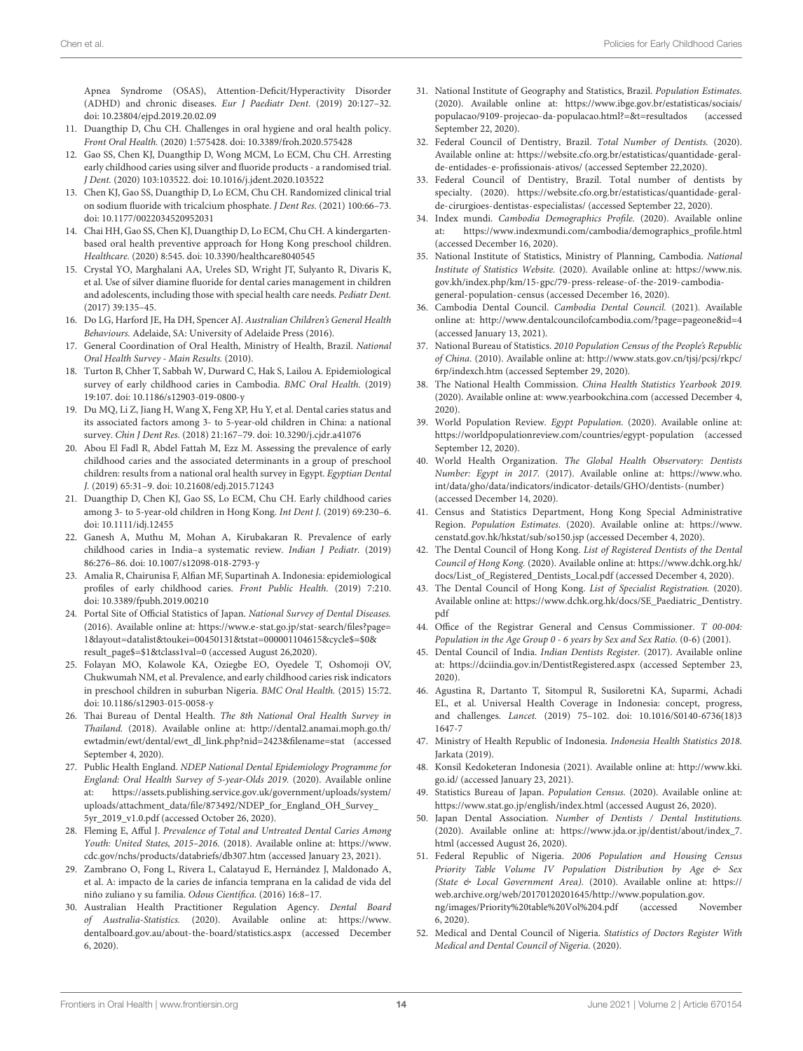Apnea Syndrome (OSAS), Attention-Deficit/Hyperactivity Disorder (ADHD) and chronic diseases. *Eur J Paediatr Dent.* (2019) 20:127–32. doi: 10.23804/ejpd.2019.20.02.09

11. Duangthip D, Chu CH. Challenges in oral hygiene and oral health policy. *Front Oral Health.* (2020) 1:575428. doi: 10.3389/froh.2020.575428
12. Gao SS, Chen KJ, Duangthip D, Wong MCM, Lo ECM, Chu CH. Arresting early childhood caries using silver and fluoride products - a randomised trial. *J Dent.* (2020) 103:103522. doi: 10.1016/j.jdent.2020.103522
13. Chen KJ, Gao SS, Duangthip D, Lo ECM, Chu CH. Randomized clinical trial on sodium fluoride with tricalcium phosphate. *J Dent Res.* (2021) 100:66–73. doi: 10.1177/0022034520952031
14. Chai HH, Gao SS, Chen KJ, Duangthip D, Lo ECM, Chu CH. A kindergarten-based oral health preventive approach for Hong Kong preschool children. *Healthcare.* (2020) 8:545. doi: 10.3390/healthcare8040545
15. Crystal YO, Marghalani AA, Ureles SD, Wright JT, Sulyanto R, Divaris K, et al. Use of silver diamine fluoride for dental caries management in children and adolescents, including those with special health care needs. *Pediatr Dent.* (2017) 39:135–45.
16. Do LG, Harford JE, Ha DH, Spencer AJ. *Australian Children's General Health Behaviours.* Adelaide, SA: University of Adelaide Press (2016).
17. General Coordination of Oral Health, Ministry of Health, Brazil. *National Oral Health Survey - Main Results.* (2010).
18. Turton B, Chher T, Sabbah W, Durward C, Hak S, Lailou A. Epidemiological survey of early childhood caries in Cambodia. *BMC Oral Health.* (2019) 19:107. doi: 10.1186/s12903-019-0800-y
19. Du MQ, Li Z, Jiang H, Wang X, Feng XP, Hu Y, et al. Dental caries status and its associated factors among 3- to 5-year-old children in China: a national survey. *Chin J Dent Res.* (2018) 21:167–79. doi: 10.3290/j.cjdr.a41076
20. Abou El Fadl R, Abdel Fattah M, Ezz M. Assessing the prevalence of early childhood caries and the associated determinants in a group of preschool children: results from a national oral health survey in Egypt. *Egyptian Dental J.* (2019) 65:31–9. doi: 10.21608/edj.2015.71243
21. Duangthip D, Chen KJ, Gao SS, Lo ECM, Chu CH. Early childhood caries among 3- to 5-year-old children in Hong Kong. *Int Dent J.* (2019) 69:230–6. doi: 10.1111/idj.12455
22. Ganesh A, Muthu M, Mohan A, Kirubakaran R. Prevalence of early childhood caries in India–a systematic review. *Indian J Pediatr.* (2019) 86:276–86. doi: 10.1007/s12098-018-2793-y
23. Amalia R, Chairunisa F, Alfian MF, Supartinah A. Indonesia: epidemiological profiles of early childhood caries. *Front Public Health.* (2019) 7:210. doi: 10.3389/fpubh.2019.00210
24. Portal Site of Official Statistics of Japan. *National Survey of Dental Diseases.* (2016). Available online at: https://www.e-stat.go.jp/stat-search/files?page=1&layout=datalist&toukei=00450131&tstat=000001104615&cycle$=$0&result_page$=$1&tclass1val=0 (accessed August 26,2020).
25. Folayan MO, Kolawole KA, Oziegbe EO, Oyedele T, Oshomoji OV, Chukwumah NM, et al. Prevalence, and early childhood caries risk indicators in preschool children in suburban Nigeria. *BMC Oral Health.* (2015) 15:72. doi: 10.1186/s12903-015-0058-y
26. Thai Bureau of Dental Health. *The 8th National Oral Health Survey in Thailand.* (2018). Available online at: http://dental2.anamai.moph.go.th/ewtadmin/ewt/dental/ewt_dl_link.php?nid=2423&filename=stat (accessed September 4, 2020).
27. Public Health England. *NDEP National Dental Epidemiology Programme for England: Oral Health Survey of 5-year-Olds 2019.* (2020). Available online at: https://assets.publishing.service.gov.uk/government/uploads/system/uploads/attachment_data/file/873492/NDEP_for_England_OH_Survey_5yr_2019_v1.0.pdf (accessed October 26, 2020).
28. Fleming E, Afful J. *Prevalence of Total and Untreated Dental Caries Among Youth: United States, 2015–2016.* (2018). Available online at: https://www.cdc.gov/nchs/products/databriefs/db307.htm (accessed January 23, 2021).
29. Zambrano O, Fong L, Rivera L, Calatayud E, Hernández J, Maldonado A, et al. A: impacto de la caries de infancia temprana en la calidad de vida del niño zuliano y su familia. *Odous Científica.* (2016) 16:8–17.
30. Australian Health Practitioner Regulation Agency. *Dental Board of Australia-Statistics.* (2020). Available online at: https://www.dentalboard.gov.au/about-the-board/statistics.aspx (accessed December 6, 2020).
31. National Institute of Geography and Statistics, Brazil. *Population Estimates.* (2020). Available online at: https://www.ibge.gov.br/estatisticas/sociais/populacao/9109-projecao-da-populacao.html?=&t=resultados (accessed September 22, 2020).
32. Federal Council of Dentistry, Brazil. *Total Number of Dentists.* (2020). Available online at: https://website.cfo.org.br/estatisticas/quantidade-geral-de-entidades-e-profissionais-ativos/ (accessed September 22,2020).
33. Federal Council of Dentistry, Brazil. Total number of dentists by specialty. (2020). https://website.cfo.org.br/estatisticas/quantidade-geral-de-cirurgioes-dentistas-especialistas/ (accessed September 22, 2020).
34. Index mundi. *Cambodia Demographics Profile.* (2020). Available online at: https://www.indexmundi.com/cambodia/demographics_profile.html (accessed December 16, 2020).
35. National Institute of Statistics, Ministry of Planning, Cambodia. *National Institute of Statistics Website.* (2020). Available online at: https://www.nis.gov.kh/index.php/km/15-gpc/79-press-release-of-the-2019-cambodia-general-population-census (accessed December 16, 2020).
36. Cambodia Dental Council. *Cambodia Dental Council.* (2021). Available online at: http://www.dentalcouncilofcambodia.com/?page=pageone&id=4 (accessed January 13, 2021).
37. National Bureau of Statistics. *2010 Population Census of the People's Republic of China.* (2010). Available online at: http://www.stats.gov.cn/tjsj/pcsj/rkpc/6rp/indexch.htm (accessed September 29, 2020).
38. The National Health Commission. *China Health Statistics Yearbook 2019.* (2020). Available online at: www.yearbookchina.com (accessed December 4, 2020).
39. World Population Review. *Egypt Population.* (2020). Available online at: https://worldpopulationreview.com/countries/egypt-population (accessed September 12, 2020).
40. World Health Organization. *The Global Health Observatory: Dentists Number: Egypt in 2017.* (2017). Available online at: https://www.who.int/data/gho/data/indicators/indicator-details/GHO/dentists-(number) (accessed December 14, 2020).
41. Census and Statistics Department, Hong Kong Special Administrative Region. *Population Estimates.* (2020). Available online at: https://www.censtatd.gov.hk/hkstat/sub/so150.jsp (accessed December 4, 2020).
42. The Dental Council of Hong Kong. *List of Registered Dentists of the Dental Council of Hong Kong.* (2020). Available online at: https://www.dchk.org.hk/docs/List_of_Registered_Dentists_Local.pdf (accessed December 4, 2020).
43. The Dental Council of Hong Kong. *List of Specialist Registration.* (2020). Available online at: https://www.dchk.org.hk/docs/SE_Paediatric_Dentistry.pdf
44. Office of the Registrar General and Census Commissioner. *T 00-004: Population in the Age Group 0 - 6 years by Sex and Sex Ratio.* (0-6) (2001).
45. Dental Council of India. *Indian Dentists Register.* (2017). Available online at: https://dciindia.gov.in/DentistRegistered.aspx (accessed September 23, 2020).
46. Agustina R, Dartanto T, Sitompul R, Susiloretni KA, Suparmi, Achadi EL, et al. Universal Health Coverage in Indonesia: concept, progress, and challenges. *Lancet.* (2019) 75–102. doi: 10.1016/S0140-6736(18)31647-7
47. Ministry of Health Republic of Indonesia. *Indonesia Health Statistics 2018.* Jarkata (2019).
48. Konsil Kedokteran Indonesia (2021). Available online at: http://www.kki.go.id/ (accessed January 23, 2021).
49. Statistics Bureau of Japan. *Population Census.* (2020). Available online at: https://www.stat.go.jp/english/index.html (accessed August 26, 2020).
50. Japan Dental Association. *Number of Dentists / Dental Institutions.* (2020). Available online at: https://www.jda.or.jp/dentist/about/index_7.html (accessed August 26, 2020).
51. Federal Republic of Nigeria. *2006 Population and Housing Census Priority Table Volume IV Population Distribution by Age & Sex (State & Local Government Area).* (2010). Available online at: https://web.archive.org/web/20170120201645/http://www.population.gov.ng/images/Priority%20table%20Vol%204.pdf (accessed November 6, 2020).
52. Medical and Dental Council of Nigeria. *Statistics of Doctors Register With Medical and Dental Council of Nigeria.* (2020).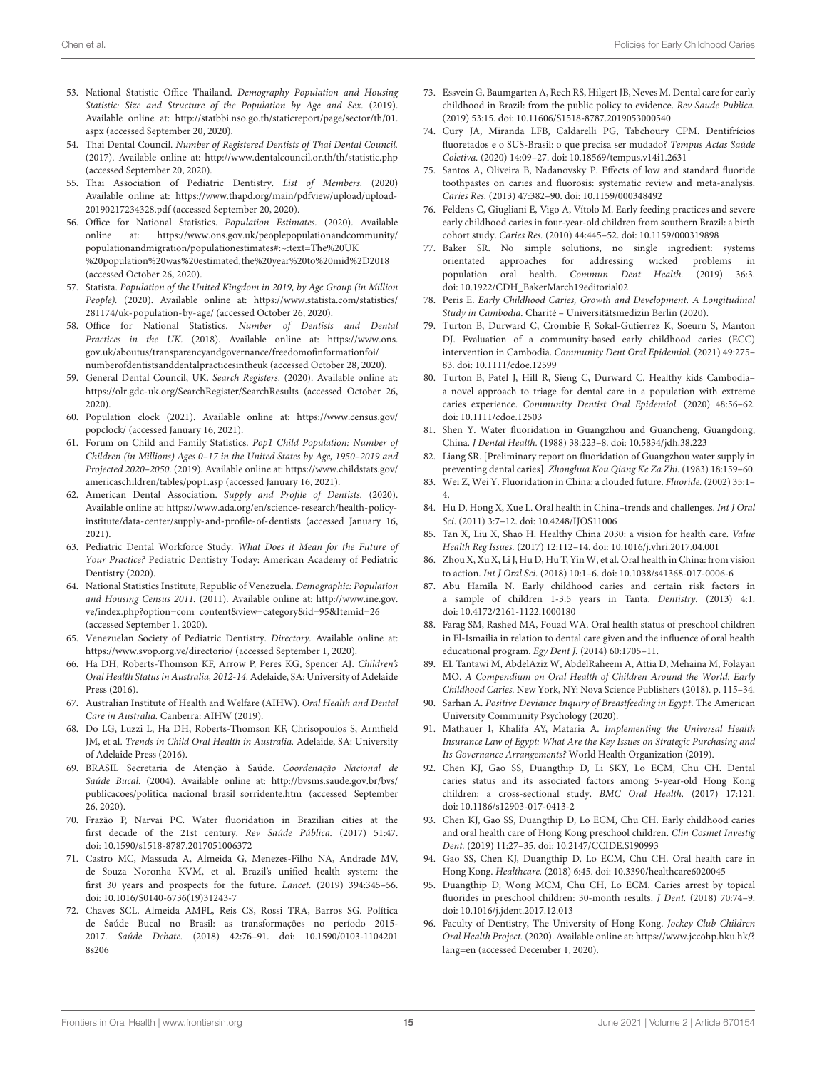53. National Statistic Office Thailand. *Demography Population and Housing Statistic: Size and Structure of the Population by Age and Sex.* (2019). Available online at: http://statbbi.nso.go.th/staticreport/page/sector/th/01.aspx (accessed September 20, 2020).
54. Thai Dental Council. *Number of Registered Dentists of Thai Dental Council.* (2017). Available online at: http://www.dentalcouncil.or.th/th/statistic.php (accessed September 20, 2020).
55. Thai Association of Pediatric Dentistry. *List of Members.* (2020) Available online at: https://www.thapd.org/main/pdfview/upload/upload-20190217234328.pdf (accessed September 20, 2020).
56. Office for National Statistics. *Population Estimates.* (2020). Available online at: https://www.ons.gov.uk/peoplepopulationandcommunity/populationandmigration/populationestimates#:~:text=The%20UK%20population%20was%20estimated,the%20year%20to%20mid%2D2018 (accessed October 26, 2020).
57. Statista. *Population of the United Kingdom in 2019, by Age Group (in Million People).* (2020). Available online at: https://www.statista.com/statistics/281174/uk-population-by-age/ (accessed October 26, 2020).
58. Office for National Statistics. *Number of Dentists and Dental Practices in the UK.* (2018). Available online at: https://www.ons.gov.uk/aboutus/transparencyandgovernance/freedomofinformationfoi/numberofdentistsanddentalpracticesintheuk (accessed October 28, 2020).
59. General Dental Council, UK. *Search Registers.* (2020). Available online at: https://olr.gdc-uk.org/SearchRegister/SearchResults (accessed October 26, 2020).
60. Population clock (2021). Available online at: https://www.census.gov/popclock/ (accessed January 16, 2021).
61. Forum on Child and Family Statistics. *Pop1 Child Population: Number of Children (in Millions) Ages 0–17 in the United States by Age, 1950–2019 and Projected 2020–2050.* (2019). Available online at: https://www.childstats.gov/americaschildren/tables/pop1.asp (accessed January 16, 2021).
62. American Dental Association. *Supply and Profile of Dentists.* (2020). Available online at: https://www.ada.org/en/science-research/health-policy-institute/data-center/supply-and-profile-of-dentists (accessed January 16, 2021).
63. Pediatric Dental Workforce Study. *What Does it Mean for the Future of Your Practice?* Pediatric Dentistry Today: American Academy of Pediatric Dentistry (2020).
64. National Statistics Institute, Republic of Venezuela. *Demographic: Population and Housing Census 2011.* (2011). Available online at: http://www.ine.gov.ve/index.php?option=com_content&view=category&id=95&Itemid=26 (accessed September 1, 2020).
65. Venezuelan Society of Pediatric Dentistry. *Directory.* Available online at: https://www.svop.org.ve/directorio/ (accessed September 1, 2020).
66. Ha DH, Roberts-Thomson KF, Arrow P, Peres KG, Spencer AJ. *Children's Oral Health Status in Australia, 2012-14.* Adelaide, SA: University of Adelaide Press (2016).
67. Australian Institute of Health and Welfare (AIHW). *Oral Health and Dental Care in Australia.* Canberra: AIHW (2019).
68. Do LG, Luzzi L, Ha DH, Roberts-Thomson KF, Chrisopoulos S, Armfield JM, et al. *Trends in Child Oral Health in Australia.* Adelaide, SA: University of Adelaide Press (2016).
69. BRASIL Secretaria de Atenção à Saúde. *Coordenação Nacional de Saúde Bucal.* (2004). Available online at: http://bvsms.saude.gov.br/bvs/publicacoes/politica_nacional_brasil_sorridente.htm (accessed September 26, 2020).
70. Frazão P, Narvai PC. Water fluoridation in Brazilian cities at the first decade of the 21st century. *Rev Saúde Pública.* (2017) 51:47. doi: 10.1590/s1518-8787.2017051006372
71. Castro MC, Massuda A, Almeida G, Menezes-Filho NA, Andrade MV, de Souza Noronha KVM, et al. Brazil's unified health system: the first 30 years and prospects for the future. *Lancet.* (2019) 394:345–56. doi: 10.1016/S0140-6736(19)31243-7
72. Chaves SCL, Almeida AMFL, Reis CS, Rossi TRA, Barros SG. Política de Saúde Bucal no Brasil: as transformações no período 2015-2017. *Saúde Debate.* (2018) 42:76–91. doi: 10.1590/0103-11042018s206
73. Essvein G, Baumgarten A, Rech RS, Hilgert JB, Neves M. Dental care for early childhood in Brazil: from the public policy to evidence. *Rev Saude Publica.* (2019) 53:15. doi: 10.11606/S1518-8787.2019053000540
74. Cury JA, Miranda LFB, Caldarelli PG, Tabchoury CPM. Dentifrícios fluoretados e o SUS-Brasil: o que precisa ser mudado? *Tempus Actas Saúde Coletiva.* (2020) 14:09–27. doi: 10.18569/tempus.v14i1.2631
75. Santos A, Oliveira B, Nadanovsky P. Effects of low and standard fluoride toothpastes on caries and fluorosis: systematic review and meta-analysis. *Caries Res.* (2013) 47:382–90. doi: 10.1159/000348492
76. Feldens C, Giugliani E, Vigo A, Vítolo M. Early feeding practices and severe early childhood caries in four-year-old children from southern Brazil: a birth cohort study. *Caries Res.* (2010) 44:445–52. doi: 10.1159/000319898
77. Baker SR. No simple solutions, no single ingredient: systems orientated approaches for addressing wicked problems in population oral health. *Commun Dent Health.* (2019) 36:3. doi: 10.1922/CDH_BakerMarch19editorial02
78. Peris E. *Early Childhood Caries, Growth and Development. A Longitudinal Study in Cambodia.* Charité – Universitätsmedizin Berlin (2020).
79. Turton B, Durward C, Crombie F, Sokal-Gutierrez K, Soeurn S, Manton DJ. Evaluation of a community-based early childhood caries (ECC) intervention in Cambodia. *Community Dent Oral Epidemiol.* (2021) 49:275–83. doi: 10.1111/cdoe.12599
80. Turton B, Patel J, Hill R, Sieng C, Durward C. Healthy kids Cambodia–a novel approach to triage for dental care in a population with extreme caries experience. *Community Dentist Oral Epidemiol.* (2020) 48:56–62. doi: 10.1111/cdoe.12503
81. Shen Y. Water fluoridation in Guangzhou and Guancheng, Guangdong, China. *J Dental Health.* (1988) 38:223–8. doi: 10.5834/jdh.38.223
82. Liang SR. [Preliminary report on fluoridation of Guangzhou water supply in preventing dental caries]. *Zhonghua Kou Qiang Ke Za Zhi.* (1983) 18:159–60.
83. Wei Z, Wei Y. Fluoridation in China: a clouded future. *Fluoride.* (2002) 35:1–4.
84. Hu D, Hong X, Xue L. Oral health in China–trends and challenges. *Int J Oral Sci.* (2011) 3:7–12. doi: 10.4248/IJOS11006
85. Tan X, Liu X, Shao H. Healthy China 2030: a vision for health care. *Value Health Reg Issues.* (2017) 12:112–14. doi: 10.1016/j.vhri.2017.04.001
86. Zhou X, Xu X, Li J, Hu D, Hu T, Yin W, et al. Oral health in China: from vision to action. *Int J Oral Sci.* (2018) 10:1–6. doi: 10.1038/s41368-017-0006-6
87. Abu Hamila N. Early childhood caries and certain risk factors in a sample of children 1-3.5 years in Tanta. *Dentistry.* (2013) 4:1. doi: 10.4172/2161-1122.1000180
88. Farag SM, Rashed MA, Fouad WA. Oral health status of preschool children in El-Ismailia in relation to dental care given and the influence of oral health educational program. *Egy Dent J.* (2014) 60:1705–11.
89. EL Tantawi M, AbdelAziz W, AbdelRaheem A, Attia D, Mehaina M, Folayan MO. *A Compendium on Oral Health of Children Around the World: Early Childhood Caries.* New York, NY: Nova Science Publishers (2018). p. 115–34.
90. Sarhan A. *Positive Deviance Inquiry of Breastfeeding in Egypt.* The American University Community Psychology (2020).
91. Mathauer I, Khalifa AY, Mataria A. *Implementing the Universal Health Insurance Law of Egypt: What Are the Key Issues on Strategic Purchasing and Its Governance Arrangements?* World Health Organization (2019).
92. Chen KJ, Gao SS, Duangthip D, Li SKY, Lo ECM, Chu CH. Dental caries status and its associated factors among 5-year-old Hong Kong children: a cross-sectional study. *BMC Oral Health.* (2017) 17:121. doi: 10.1186/s12903-017-0413-2
93. Chen KJ, Gao SS, Duangthip D, Lo ECM, Chu CH. Early childhood caries and oral health care of Hong Kong preschool children. *Clin Cosmet Investig Dent.* (2019) 11:27–35. doi: 10.2147/CCIDE.S190993
94. Gao SS, Chen KJ, Duangthip D, Lo ECM, Chu CH. Oral health care in Hong Kong. *Healthcare.* (2018) 6:45. doi: 10.3390/healthcare6020045
95. Duangthip D, Wong MCM, Chu CH, Lo ECM. Caries arrest by topical fluorides in preschool children: 30-month results. *J Dent.* (2018) 70:74–9. doi: 10.1016/j.jdent.2017.12.013
96. Faculty of Dentistry, The University of Hong Kong. *Jockey Club Children Oral Health Project.* (2020). Available online at: https://www.jccohp.hku.hk/?lang=en (accessed December 1, 2020).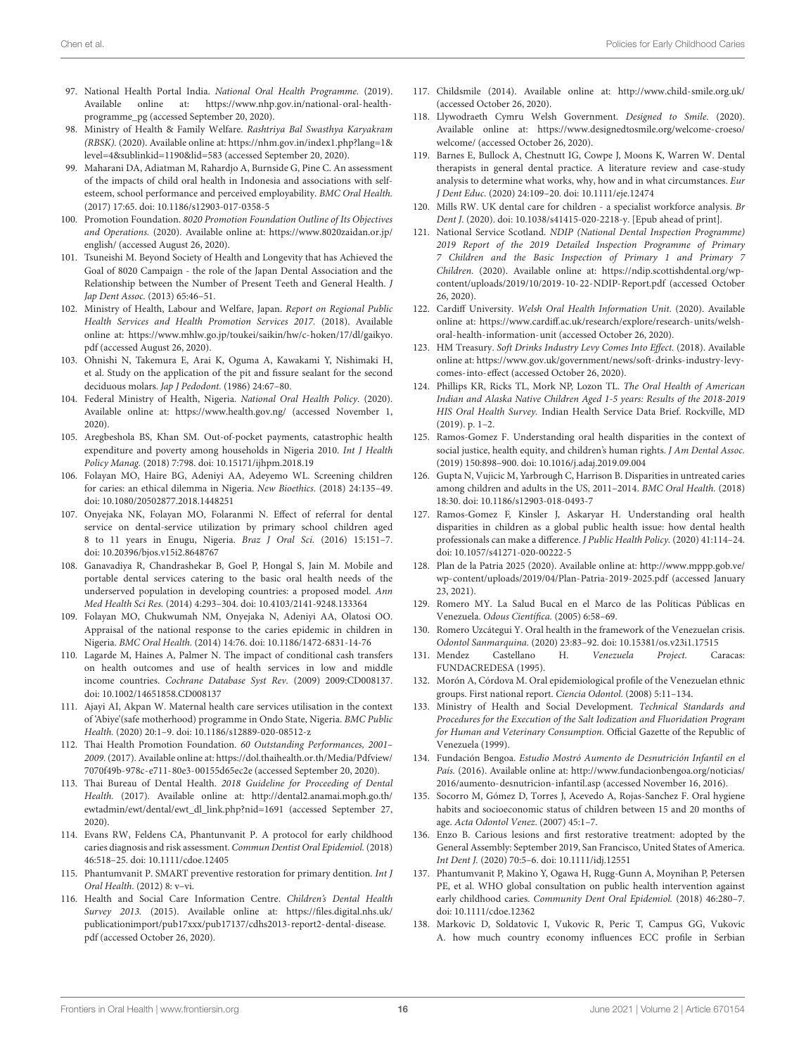97. National Health Portal India. *National Oral Health Programme*. (2019). Available online at: https://www.nhp.gov.in/national-oral-health-programme_pg (accessed September 20, 2020).
98. Ministry of Health & Family Welfare. *Rashtriya Bal Swasthya Karyakram (RBSK)*. (2020). Available online at: https://nhm.gov.in/index1.php?lang=1&level=4&sublinkid=1190&lid=583 (accessed September 20, 2020).
99. Maharani DA, Adiatman M, Rahardjo A, Burnside G, Pine C. An assessment of the impacts of child oral health in Indonesia and associations with self-esteem, school performance and perceived employability. *BMC Oral Health.* (2017) 17:65. doi: 10.1186/s12903-017-0358-5
100. Promotion Foundation. *8020 Promotion Foundation Outline of Its Objectives and Operations.* (2020). Available online at: https://www.8020zaidan.or.jp/english/ (accessed August 26, 2020).
101. Tsuneishi M. Beyond Society of Health and Longevity that has Achieved the Goal of 8020 Campaign - the role of the Japan Dental Association and the Relationship between the Number of Present Teeth and General Health. *J Jap Dent Assoc.* (2013) 65:46–51.
102. Ministry of Health, Labour and Welfare, Japan. *Report on Regional Public Health Services and Health Promotion Services 2017.* (2018). Available online at: https://www.mhlw.go.jp/toukei/saikin/hw/c-hoken/17/dl/gaikyo.pdf (accessed August 26, 2020).
103. Ohnishi N, Takemura E, Arai K, Oguma A, Kawakami Y, Nishimaki H, et al. Study on the application of the pit and fissure sealant for the second deciduous molars. *Jap J Pedodont.* (1986) 24:67–80.
104. Federal Ministry of Health, Nigeria. *National Oral Health Policy.* (2020). Available online at: https://www.health.gov.ng/ (accessed November 1, 2020).
105. Aregbeshola BS, Khan SM. Out-of-pocket payments, catastrophic health expenditure and poverty among households in Nigeria 2010. *Int J Health Policy Manag.* (2018) 7:798. doi: 10.15171/ijhpm.2018.19
106. Folayan MO, Haire BG, Adeniyi AA, Adeyemo WL. Screening children for caries: an ethical dilemma in Nigeria. *New Bioethics.* (2018) 24:135–49. doi: 10.1080/20502877.2018.1448251
107. Onyejaka NK, Folayan MO, Folaranmi N. Effect of referral for dental service on dental-service utilization by primary school children aged 8 to 11 years in Enugu, Nigeria. *Braz J Oral Sci.* (2016) 15:151–7. doi: 10.20396/bjos.v15i2.8648767
108. Ganavadiya R, Chandrashekar B, Goel P, Hongal S, Jain M. Mobile and portable dental services catering to the basic oral health needs of the underserved population in developing countries: a proposed model. *Ann Med Health Sci Res.* (2014) 4:293–304. doi: 10.4103/2141-9248.133364
109. Folayan MO, Chukwumah NM, Onyejaka N, Adeniyi AA, Olatosi OO. Appraisal of the national response to the caries epidemic in children in Nigeria. *BMC Oral Health.* (2014) 14:76. doi: 10.1186/1472-6831-14-76
110. Lagarde M, Haines A, Palmer N. The impact of conditional cash transfers on health outcomes and use of health services in low and middle income countries. *Cochrane Database Syst Rev.* (2009) 2009:CD008137. doi: 10.1002/14651858.CD008137
111. Ajayi AI, Akpan W. Maternal health care services utilisation in the context of 'Abiye'(safe motherhood) programme in Ondo State, Nigeria. *BMC Public Health.* (2020) 20:1–9. doi: 10.1186/s12889-020-08512-z
112. Thai Health Promotion Foundation. *60 Outstanding Performances, 2001–2009.* (2017). Available online at: https://dol.thaihealth.or.th/Media/Pdfview/7070f49b-978c-e711-80e3-00155d65ec2e (accessed September 20, 2020).
113. Thai Bureau of Dental Health. *2018 Guideline for Proceeding of Dental Health.* (2017). Available online at: http://dental2.anamai.moph.go.th/ewtadmin/ewt/dental/ewt_dl_link.php?nid=1691 (accessed September 27, 2020).
114. Evans RW, Feldens CA, Phantumvanit P. A protocol for early childhood caries diagnosis and risk assessment. *Commun Dentist Oral Epidemiol.* (2018) 46:518–25. doi: 10.1111/cdoe.12405
115. Phantumvanit P. SMART preventive restoration for primary dentition. *Int J Oral Health.* (2012) 8: v–vi.
116. Health and Social Care Information Centre. *Children's Dental Health Survey 2013.* (2015). Available online at: https://files.digital.nhs.uk/publicationimport/pub17xxx/pub17137/cdhs2013-report2-dental-disease.pdf (accessed October 26, 2020).
117. Childsmile (2014). Available online at: http://www.child-smile.org.uk/ (accessed October 26, 2020).
118. Llywodraeth Cymru Welsh Government. *Designed to Smile.* (2020). Available online at: https://www.designedtosmile.org/welcome-croeso/welcome/ (accessed October 26, 2020).
119. Barnes E, Bullock A, Chestnutt IG, Cowpe J, Moons K, Warren W. Dental therapists in general dental practice. A literature review and case-study analysis to determine what works, why, how and in what circumstances. *Eur J Dent Educ.* (2020) 24:109–20. doi: 10.1111/eje.12474
120. Mills RW. UK dental care for children - a specialist workforce analysis. *Br Dent J.* (2020). doi: 10.1038/s41415-020-2218-y. [Epub ahead of print].
121. National Service Scotland. *NDIP (National Dental Inspection Programme) 2019 Report of the 2019 Detailed Inspection Programme of Primary 7 Children and the Basic Inspection of Primary 1 and Primary 7 Children.* (2020). Available online at: https://ndip.scottishdental.org/wp-content/uploads/2019/10/2019-10-22-NDIP-Report.pdf (accessed October 26, 2020).
122. Cardiff University. *Welsh Oral Health Information Unit.* (2020). Available online at: https://www.cardiff.ac.uk/research/explore/research-units/welsh-oral-health-information-unit (accessed October 26, 2020).
123. HM Treasury. *Soft Drinks Industry Levy Comes Into Effect.* (2018). Available online at: https://www.gov.uk/government/news/soft-drinks-industry-levy-comes-into-effect (accessed October 26, 2020).
124. Phillips KR, Ricks TL, Mork NP, Lozon TL. *The Oral Health of American Indian and Alaska Native Children Aged 1-5 years: Results of the 2018-2019 HIS Oral Health Survey.* Indian Health Service Data Brief. Rockville, MD (2019). p. 1–2.
125. Ramos-Gomez F. Understanding oral health disparities in the context of social justice, health equity, and children's human rights. *J Am Dental Assoc.* (2019) 150:898–900. doi: 10.1016/j.adaj.2019.09.004
126. Gupta N, Vujicic M, Yarbrough C, Harrison B. Disparities in untreated caries among children and adults in the US, 2011–2014. *BMC Oral Health.* (2018) 18:30. doi: 10.1186/s12903-018-0493-7
127. Ramos-Gomez F, Kinsler J, Askaryar H. Understanding oral health disparities in children as a global public health issue: how dental health professionals can make a difference. *J Public Health Policy.* (2020) 41:114–24. doi: 10.1057/s41271-020-00222-5
128. Plan de la Patria 2025 (2020). Available online at: http://www.mppp.gob.ve/wp-content/uploads/2019/04/Plan-Patria-2019-2025.pdf (accessed January 23, 2021).
129. Romero MY. La Salud Bucal en el Marco de las Políticas Públicas en Venezuela. *Odous Científica.* (2005) 6:58–69.
130. Romero Uzcátegui Y. Oral health in the framework of the Venezuelan crisis. *Odontol Sanmarquina.* (2020) 23:83–92. doi: 10.15381/os.v23i1.17515
131. Mendez Castellano H. *Venezuela Project.* Caracas: FUNDACREDESA (1995).
132. Morón A, Córdova M. Oral epidemiological profile of the Venezuelan ethnic groups. First national report. *Ciencia Odontol.* (2008) 5:11–134.
133. Ministry of Health and Social Development. *Technical Standards and Procedures for the Execution of the Salt Iodization and Fluoridation Program for Human and Veterinary Consumption.* Official Gazette of the Republic of Venezuela (1999).
134. Fundación Bengoa. *Estudio Mostró Aumento de Desnutrición Infantil en el País.* (2016). Available online at: http://www.fundacionbengoa.org/noticias/2016/aumento-desnutricion-infantil.asp (accessed November 16, 2016).
135. Socorro M, Gómez D, Torres J, Acevedo A, Rojas-Sanchez F. Oral hygiene habits and socioeconomic status of children between 15 and 20 months of age. *Acta Odontol Venez.* (2007) 45:1–7.
136. Enzo B. Carious lesions and first restorative treatment: adopted by the General Assembly: September 2019, San Francisco, United States of America. *Int Dent J.* (2020) 70:5–6. doi: 10.1111/idj.12551
137. Phantumvanit P, Makino Y, Ogawa H, Rugg-Gunn A, Moynihan P, Petersen PE, et al. WHO global consultation on public health intervention against early childhood caries. *Community Dent Oral Epidemiol.* (2018) 46:280–7. doi: 10.1111/cdoe.12362
138. Markovic D, Soldatovic I, Vukovic R, Peric T, Campus GG, Vukovic A. how much country economy influences ECC profile in Serbian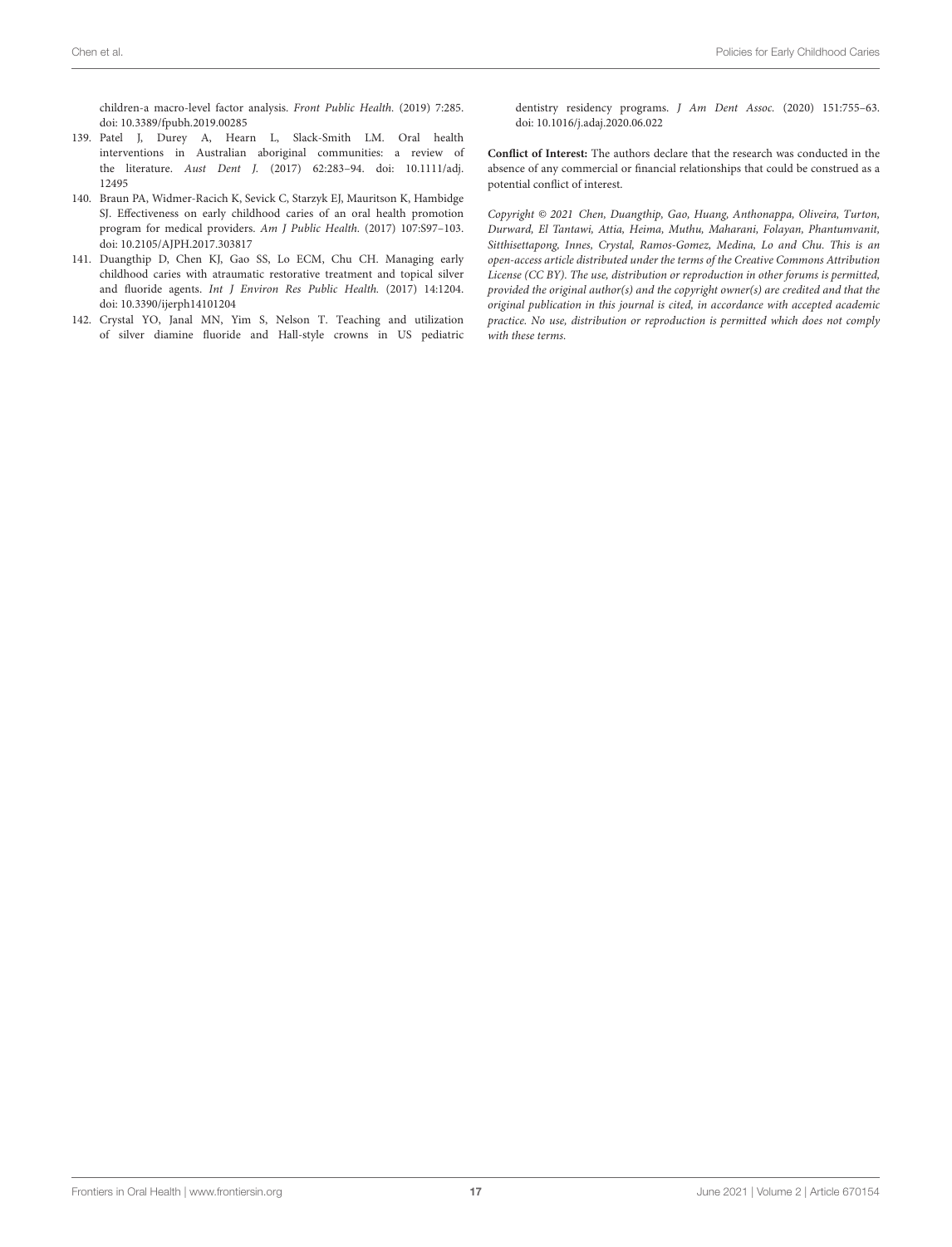children-a macro-level factor analysis. *Front Public Health.* (2019) 7:285. doi: 10.3389/fpubh.2019.00285

139. Patel J, Durey A, Hearn L, Slack-Smith LM. Oral health interventions in Australian aboriginal communities: a review of the literature. *Aust Dent J.* (2017) 62:283–94. doi: 10.1111/adj.12495
140. Braun PA, Widmer-Racich K, Sevick C, Starzyk EJ, Mauritson K, Hambidge SJ. Effectiveness on early childhood caries of an oral health promotion program for medical providers. *Am J Public Health.* (2017) 107:S97–103. doi: 10.2105/AJPH.2017.303817
141. Duangthip D, Chen KJ, Gao SS, Lo ECM, Chu CH. Managing early childhood caries with atraumatic restorative treatment and topical silver and fluoride agents. *Int J Environ Res Public Health.* (2017) 14:1204. doi: 10.3390/ijerph14101204
142. Crystal YO, Janal MN, Yim S, Nelson T. Teaching and utilization of silver diamine fluoride and Hall-style crowns in US pediatric dentistry residency programs. *J Am Dent Assoc.* (2020) 151:755–63. doi: 10.1016/j.adaj.2020.06.022

**Conflict of Interest:** The authors declare that the research was conducted in the absence of any commercial or financial relationships that could be construed as a potential conflict of interest.

*Copyright © 2021 Chen, Duangthip, Gao, Huang, Anthonappa, Oliveira, Turton, Durward, El Tantawi, Attia, Heima, Muthu, Maharani, Folayan, Phantumvanit, Sitthisettapong, Innes, Crystal, Ramos-Gomez, Medina, Lo and Chu. This is an open-access article distributed under the terms of the Creative Commons Attribution License (CC BY). The use, distribution or reproduction in other forums is permitted, provided the original author(s) and the copyright owner(s) are credited and that the original publication in this journal is cited, in accordance with accepted academic practice. No use, distribution or reproduction is permitted which does not comply with these terms.*